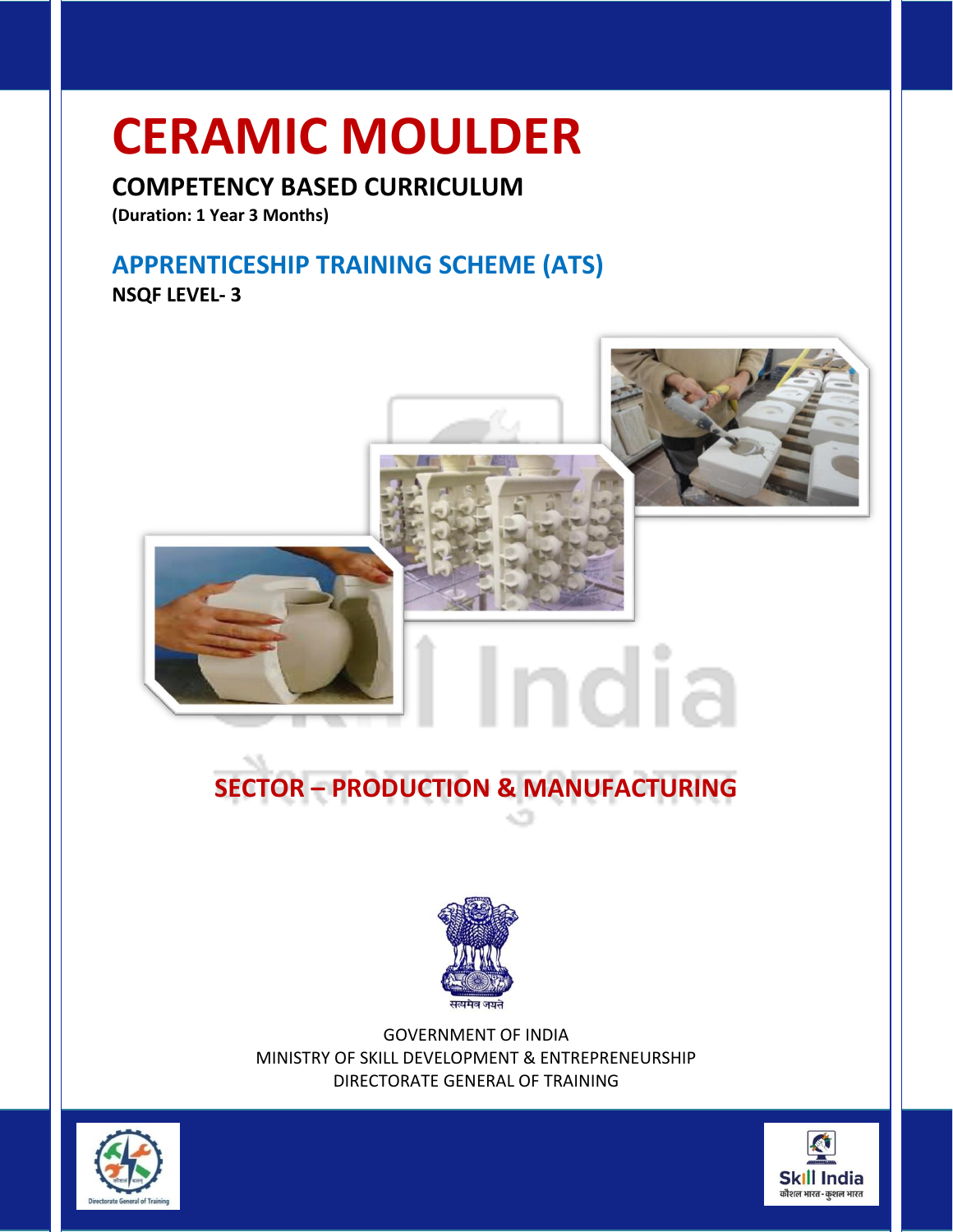# CERAMIC MOULDER

## COMPETENCY BASED CURRICULUM

**(Duration: 1 Year 3 Months)**

## APPRENTICESHIP TRAINING SCHEME (ATS)

**NSQF LEVEL- 3**

## SECTOR – PRODUCTION & MANUFACTURING

सत्यमेव जयते

GOVERNMENT OF INDIA
MINISTRY OF SKILL DEVELOPMENT & ENTREPRENEURSHIP
DIRECTORATE GENERAL OF TRAINING

Directorate General of Training

Skill India
कौशल भारत - कुशल भारत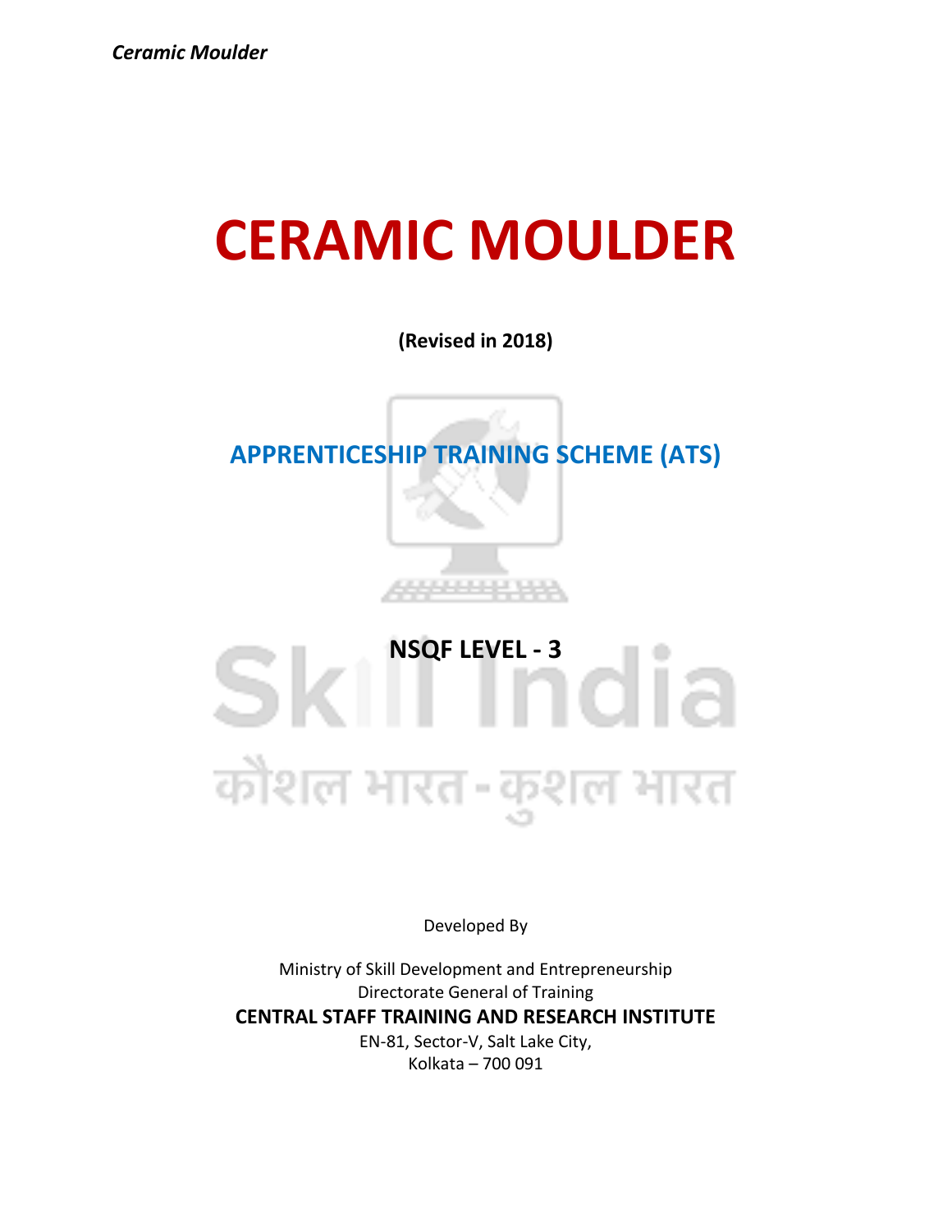# CERAMIC MOULDER

**(Revised in 2018)**

## APPRENTICESHIP TRAINING SCHEME (ATS)

### NSQF LEVEL - 3

Developed By

Ministry of Skill Development and Entrepreneurship

Directorate General of Training

**CENTRAL STAFF TRAINING AND RESEARCH INSTITUTE**

EN-81, Sector-V, Salt Lake City,

Kolkata – 700 091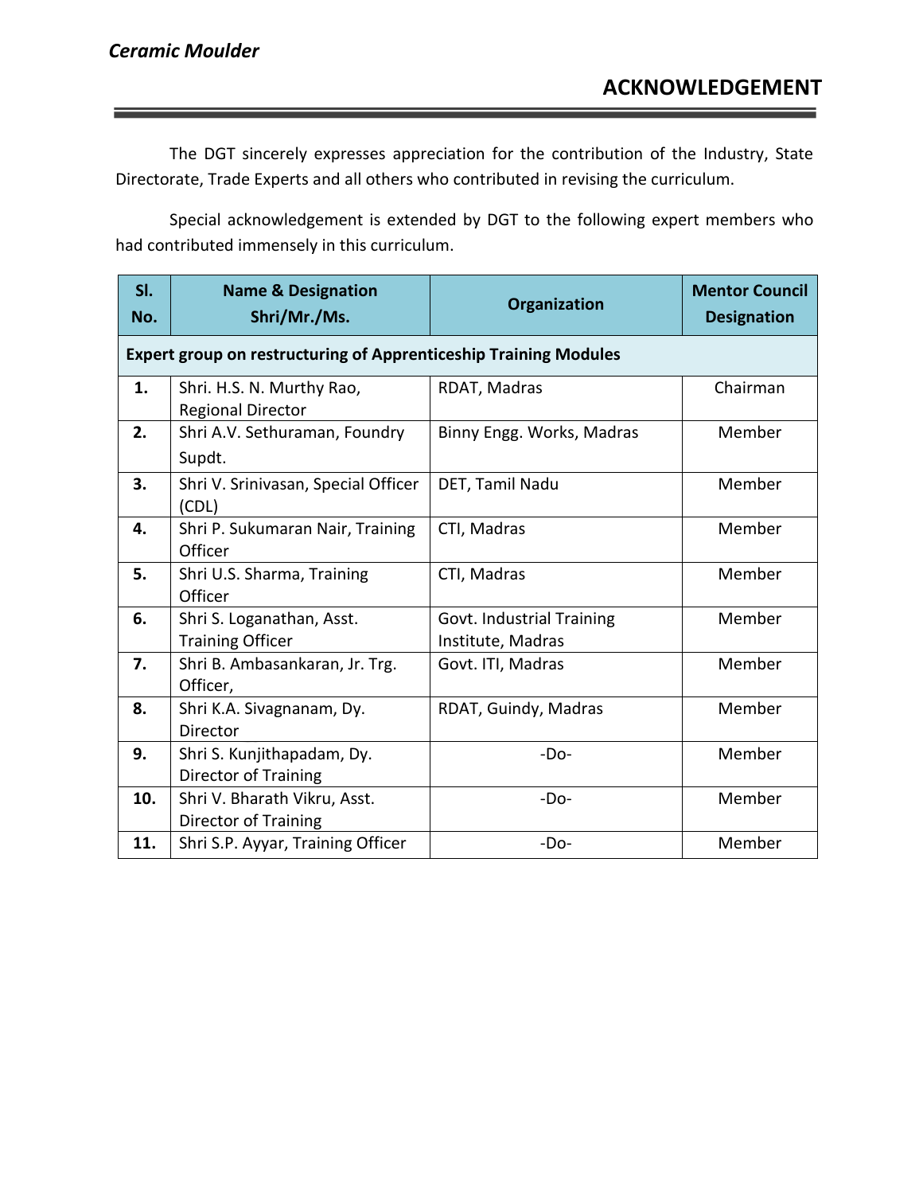# ACKNOWLEDGEMENT

The DGT sincerely expresses appreciation for the contribution of the Industry, State Directorate, Trade Experts and all others who contributed in revising the curriculum.

Special acknowledgement is extended by DGT to the following expert members who had contributed immensely in this curriculum.

| Sl. No. | Name & Designation Shri/Mr./Ms. | Organization | Mentor Council Designation |
|---|---|---|---|
| **Expert group on restructuring of Apprenticeship Training Modules** | | | |
| **1.** | Shri. H.S. N. Murthy Rao, Regional Director | RDAT, Madras | Chairman |
| **2.** | Shri A.V. Sethuraman, Foundry Supdt. | Binny Engg. Works, Madras | Member |
| **3.** | Shri V. Srinivasan, Special Officer (CDL) | DET, Tamil Nadu | Member |
| **4.** | Shri P. Sukumaran Nair, Training Officer | CTI, Madras | Member |
| **5.** | Shri U.S. Sharma, Training Officer | CTI, Madras | Member |
| **6.** | Shri S. Loganathan, Asst. Training Officer | Govt. Industrial Training Institute, Madras | Member |
| **7.** | Shri B. Ambasankaran, Jr. Trg. Officer, | Govt. ITI, Madras | Member |
| **8.** | Shri K.A. Sivagnanam, Dy. Director | RDAT, Guindy, Madras | Member |
| **9.** | Shri S. Kunjithapadam, Dy. Director of Training | -Do- | Member |
| **10.** | Shri V. Bharath Vikru, Asst. Director of Training | -Do- | Member |
| **11.** | Shri S.P. Ayyar, Training Officer | -Do- | Member |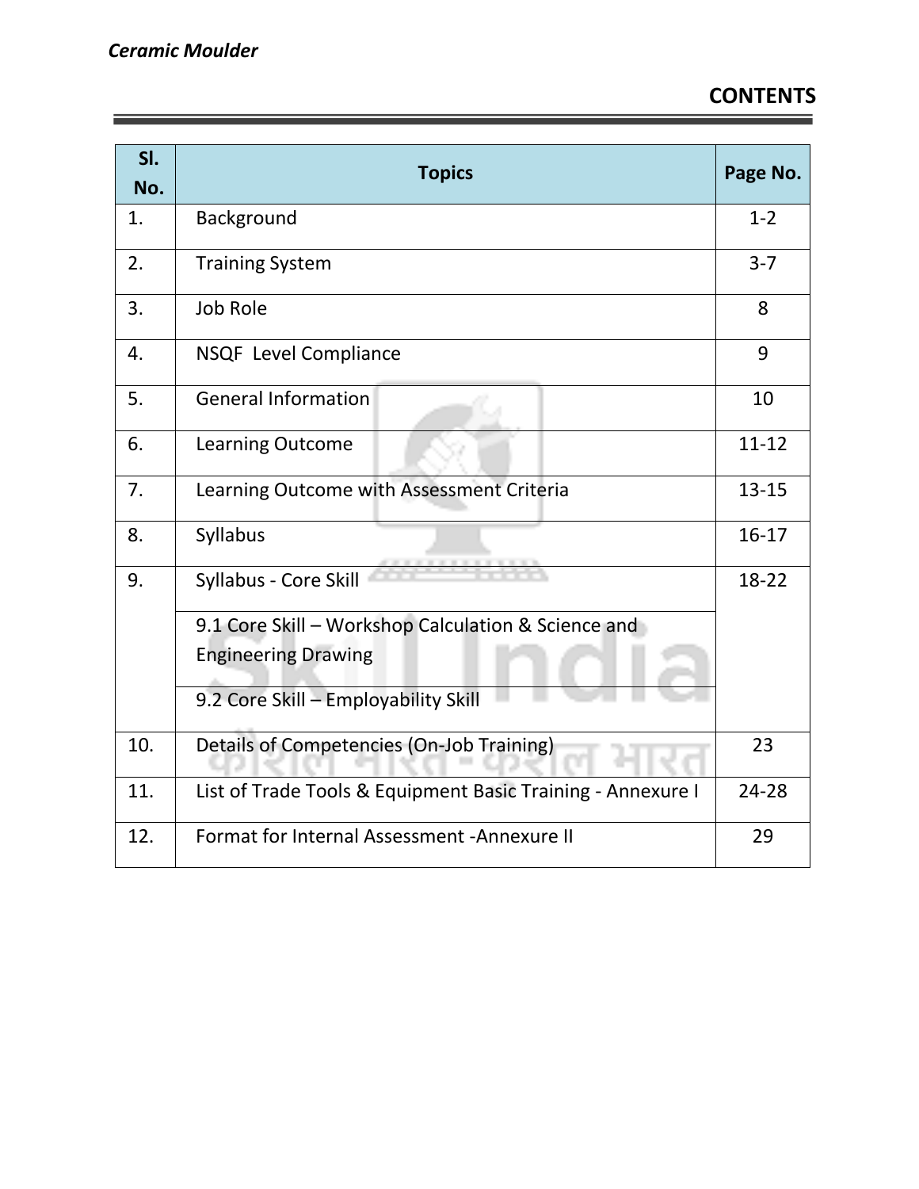## CONTENTS

| Sl. No. | Topics | Page No. |
|---|---|---|
| 1. | Background | 1-2 |
| 2. | Training System | 3-7 |
| 3. | Job Role | 8 |
| 4. | NSQF Level Compliance | 9 |
| 5. | General Information | 10 |
| 6. | Learning Outcome | 11-12 |
| 7. | Learning Outcome with Assessment Criteria | 13-15 |
| 8. | Syllabus | 16-17 |
| 9. | Syllabus - Core Skill | 18-22 |
| | 9.1 Core Skill – Workshop Calculation & Science and Engineering Drawing | |
| | 9.2 Core Skill – Employability Skill | |
| 10. | Details of Competencies (On-Job Training) | 23 |
| 11. | List of Trade Tools & Equipment Basic Training - Annexure I | 24-28 |
| 12. | Format for Internal Assessment -Annexure II | 29 |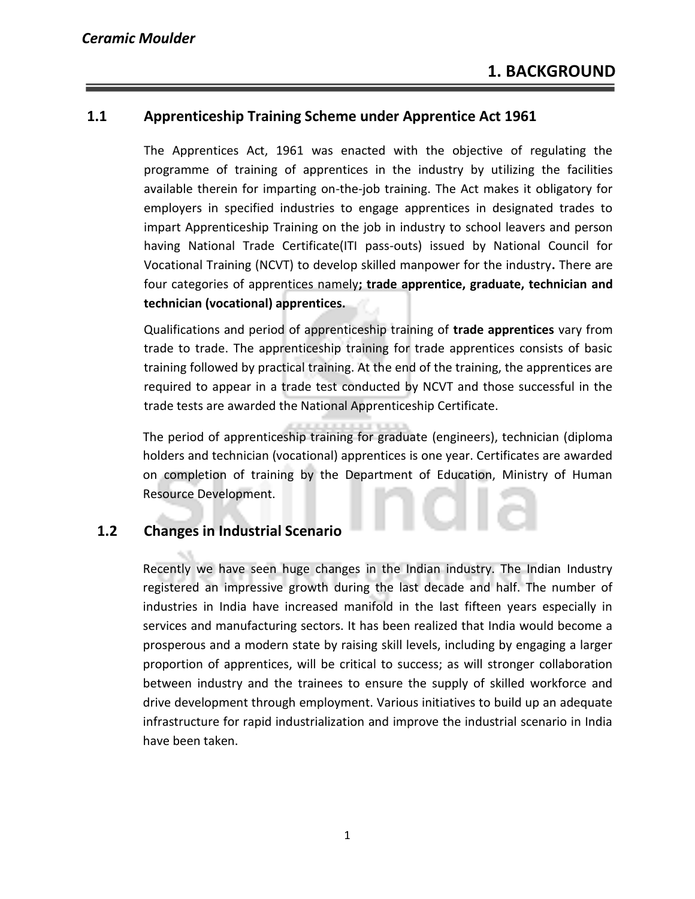# 1. BACKGROUND

## 1.1 Apprenticeship Training Scheme under Apprentice Act 1961

The Apprentices Act, 1961 was enacted with the objective of regulating the programme of training of apprentices in the industry by utilizing the facilities available therein for imparting on-the-job training. The Act makes it obligatory for employers in specified industries to engage apprentices in designated trades to impart Apprenticeship Training on the job in industry to school leavers and person having National Trade Certificate(ITI pass-outs) issued by National Council for Vocational Training (NCVT) to develop skilled manpower for the industry**.** There are four categories of apprentices namely**; trade apprentice, graduate, technician and technician (vocational) apprentices.**

Qualifications and period of apprenticeship training of **trade apprentices** vary from trade to trade. The apprenticeship training for trade apprentices consists of basic training followed by practical training. At the end of the training, the apprentices are required to appear in a trade test conducted by NCVT and those successful in the trade tests are awarded the National Apprenticeship Certificate.

The period of apprenticeship training for graduate (engineers), technician (diploma holders and technician (vocational) apprentices is one year. Certificates are awarded on completion of training by the Department of Education, Ministry of Human Resource Development.

## 1.2 Changes in Industrial Scenario

Recently we have seen huge changes in the Indian industry. The Indian Industry registered an impressive growth during the last decade and half. The number of industries in India have increased manifold in the last fifteen years especially in services and manufacturing sectors. It has been realized that India would become a prosperous and a modern state by raising skill levels, including by engaging a larger proportion of apprentices, will be critical to success; as will stronger collaboration between industry and the trainees to ensure the supply of skilled workforce and drive development through employment. Various initiatives to build up an adequate infrastructure for rapid industrialization and improve the industrial scenario in India have been taken.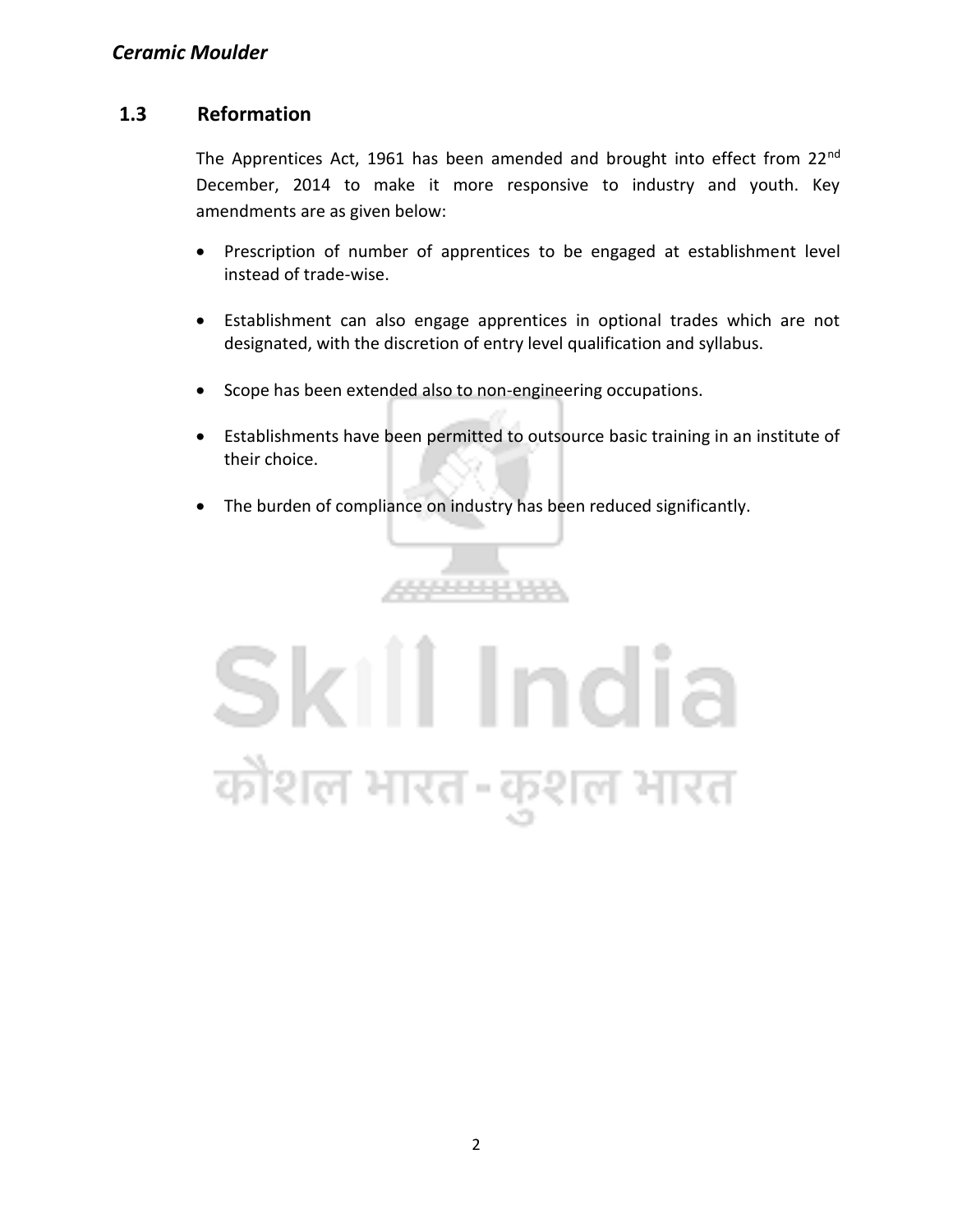## 1.3 Reformation

The Apprentices Act, 1961 has been amended and brought into effect from 22nd December, 2014 to make it more responsive to industry and youth. Key amendments are as given below:

- Prescription of number of apprentices to be engaged at establishment level instead of trade-wise.
- Establishment can also engage apprentices in optional trades which are not designated, with the discretion of entry level qualification and syllabus.
- Scope has been extended also to non-engineering occupations.
- Establishments have been permitted to outsource basic training in an institute of their choice.
- The burden of compliance on industry has been reduced significantly.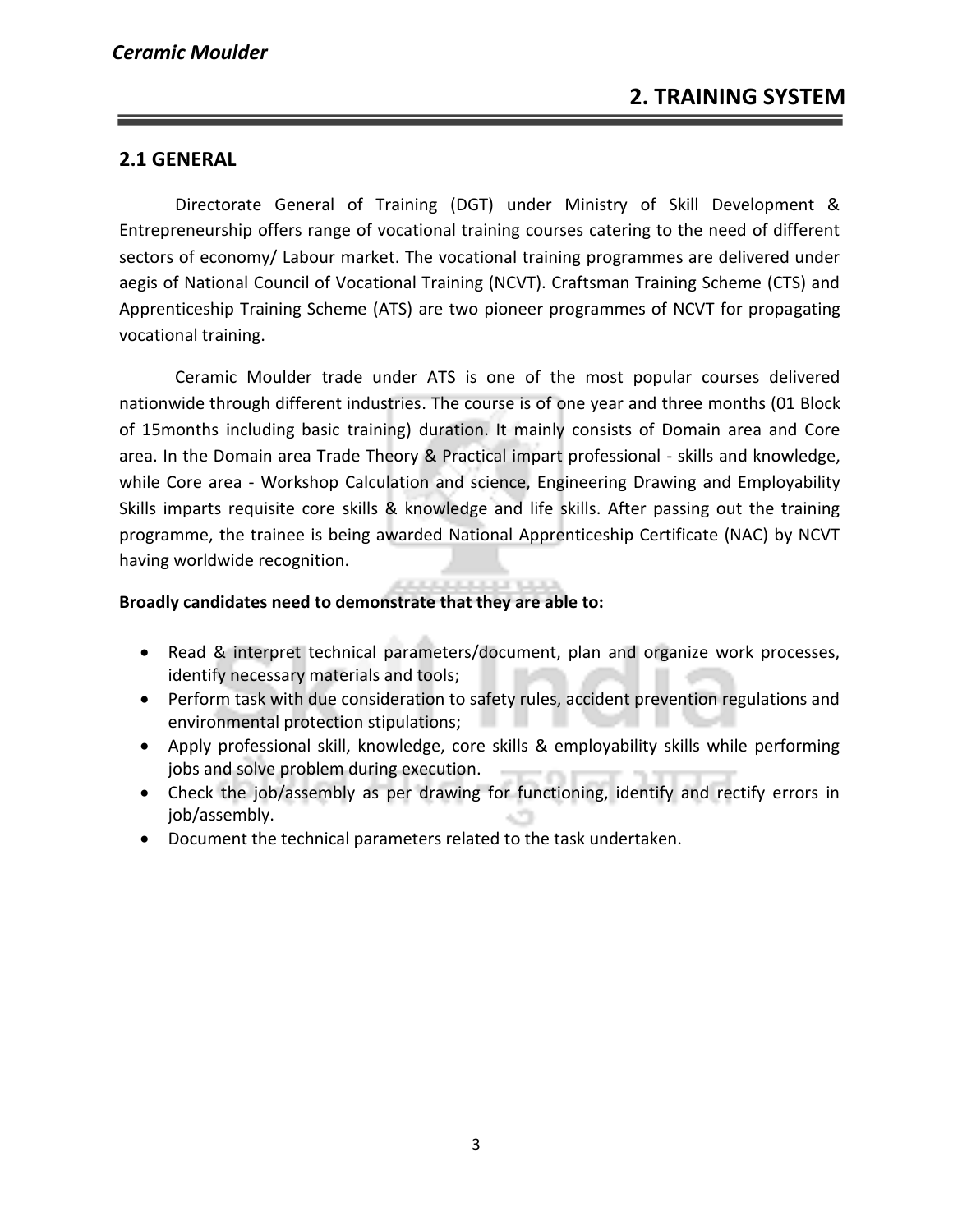## 2. TRAINING SYSTEM

### 2.1 GENERAL

Directorate General of Training (DGT) under Ministry of Skill Development & Entrepreneurship offers range of vocational training courses catering to the need of different sectors of economy/ Labour market. The vocational training programmes are delivered under aegis of National Council of Vocational Training (NCVT). Craftsman Training Scheme (CTS) and Apprenticeship Training Scheme (ATS) are two pioneer programmes of NCVT for propagating vocational training.

Ceramic Moulder trade under ATS is one of the most popular courses delivered nationwide through different industries. The course is of one year and three months (01 Block of 15months including basic training) duration. It mainly consists of Domain area and Core area. In the Domain area Trade Theory & Practical impart professional - skills and knowledge, while Core area - Workshop Calculation and science, Engineering Drawing and Employability Skills imparts requisite core skills & knowledge and life skills. After passing out the training programme, the trainee is being awarded National Apprenticeship Certificate (NAC) by NCVT having worldwide recognition.

**Broadly candidates need to demonstrate that they are able to:**

- Read & interpret technical parameters/document, plan and organize work processes, identify necessary materials and tools;
- Perform task with due consideration to safety rules, accident prevention regulations and environmental protection stipulations;
- Apply professional skill, knowledge, core skills & employability skills while performing jobs and solve problem during execution.
- Check the job/assembly as per drawing for functioning, identify and rectify errors in job/assembly.
- Document the technical parameters related to the task undertaken.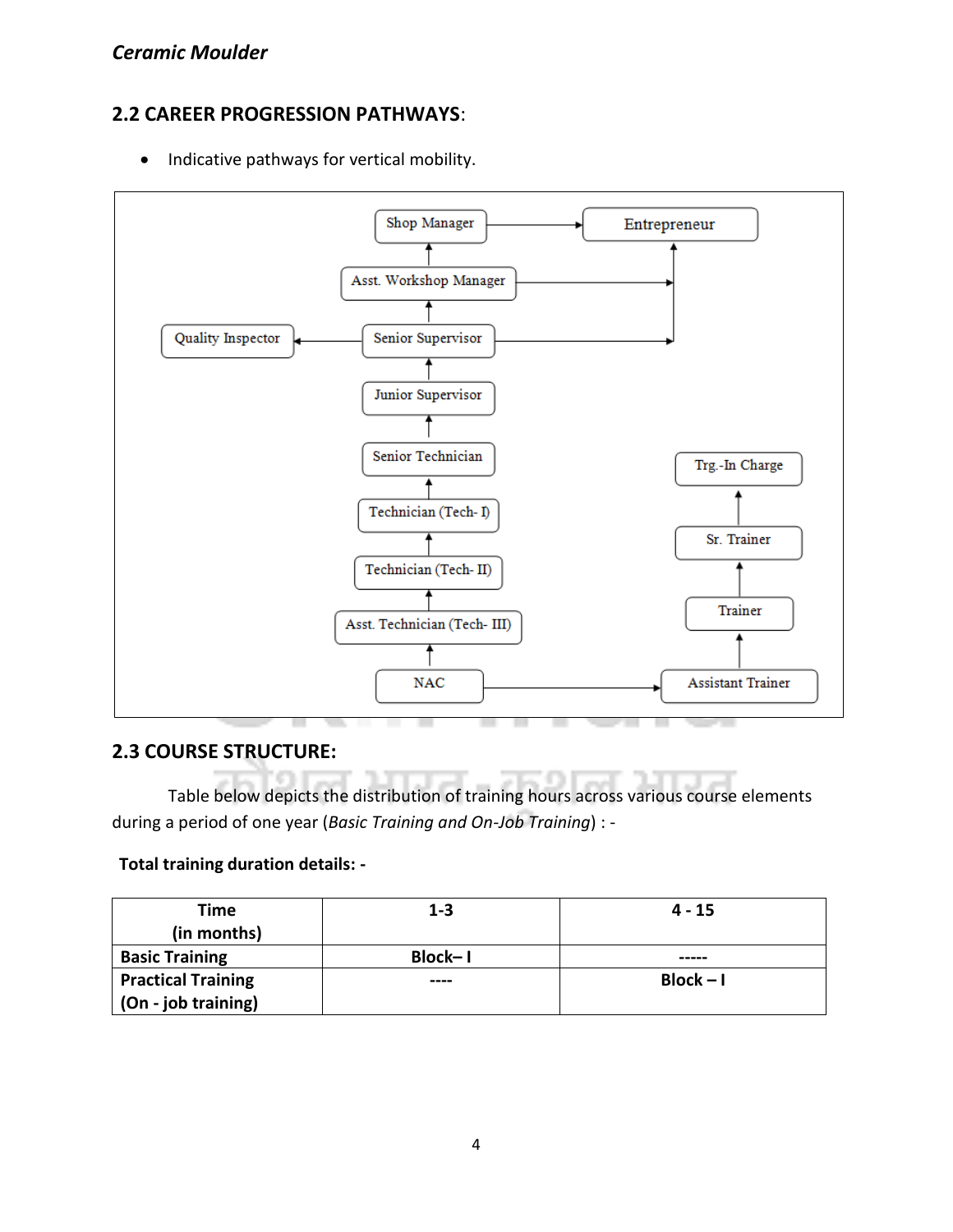## 2.2 CAREER PROGRESSION PATHWAYS:

- Indicative pathways for vertical mobility.

Shop Manager → Entrepreneur

Asst. Workshop Manager → Shop Manager; Asst. Workshop Manager → Entrepreneur

Senior Supervisor → Asst. Workshop Manager; Senior Supervisor → Quality Inspector; Senior Supervisor → Entrepreneur

Junior Supervisor → Senior Supervisor

Senior Technician → Junior Supervisor

Technician (Tech- I) → Senior Technician

Technician (Tech- II) → Technician (Tech- I)

Asst. Technician (Tech- III) → Technician (Tech- II)

NAC → Asst. Technician (Tech- III); NAC → Assistant Trainer

Assistant Trainer → Trainer → Sr. Trainer → Trg.-In Charge

## 2.3 COURSE STRUCTURE:

Table below depicts the distribution of training hours across various course elements during a period of one year (*Basic Training and On-Job Training*) : -

**Total training duration details: -**

| **Time (in months)** | **1-3** | **4 - 15** |
|---|---|---|
| **Basic Training** | **Block– I** | **-----** |
| **Practical Training (On - job training)** | **----** | **Block – I** |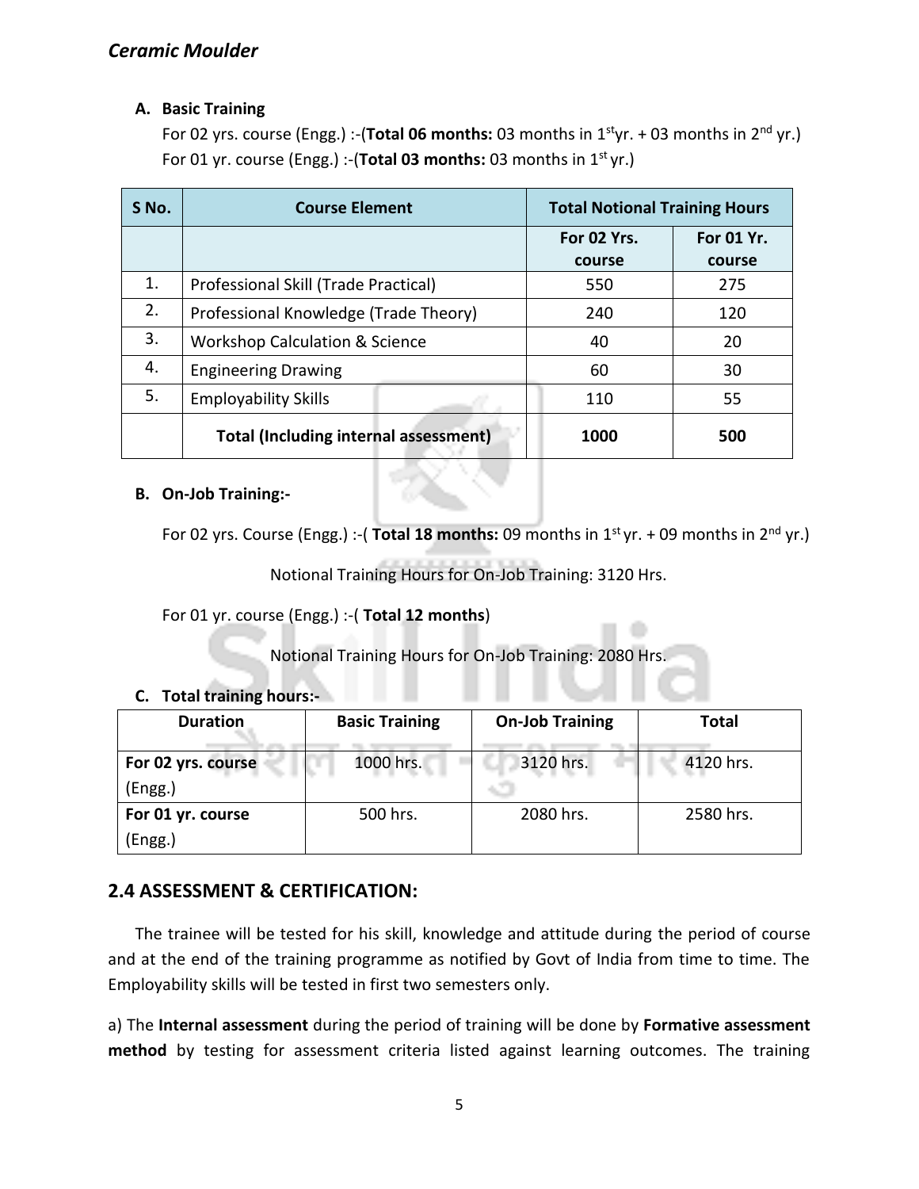**A. Basic Training**

For 02 yrs. course (Engg.) :-(**Total 06 months:** 03 months in 1st yr. + 03 months in 2nd yr.)

For 01 yr. course (Engg.) :-(**Total 03 months:** 03 months in 1st yr.)

| S No. | Course Element | Total Notional Training Hours | |
|---|---|---|---|
| | | For 02 Yrs. course | For 01 Yr. course |
| 1. | Professional Skill (Trade Practical) | 550 | 275 |
| 2. | Professional Knowledge (Trade Theory) | 240 | 120 |
| 3. | Workshop Calculation & Science | 40 | 20 |
| 4. | Engineering Drawing | 60 | 30 |
| 5. | Employability Skills | 110 | 55 |
| | **Total (Including internal assessment)** | **1000** | **500** |

**B. On-Job Training:-**

For 02 yrs. Course (Engg.) :-( **Total 18 months:** 09 months in 1st yr. + 09 months in 2nd yr.)

Notional Training Hours for On-Job Training: 3120 Hrs.

For 01 yr. course (Engg.) :-( **Total 12 months**)

Notional Training Hours for On-Job Training: 2080 Hrs.

**C. Total training hours:-**

| Duration | Basic Training | On-Job Training | Total |
|---|---|---|---|
| **For 02 yrs. course** (Engg.) | 1000 hrs. | 3120 hrs. | 4120 hrs. |
| **For 01 yr. course** (Engg.) | 500 hrs. | 2080 hrs. | 2580 hrs. |

## 2.4 ASSESSMENT & CERTIFICATION:

The trainee will be tested for his skill, knowledge and attitude during the period of course and at the end of the training programme as notified by Govt of India from time to time. The Employability skills will be tested in first two semesters only.

a) The **Internal assessment** during the period of training will be done by **Formative assessment method** by testing for assessment criteria listed against learning outcomes. The training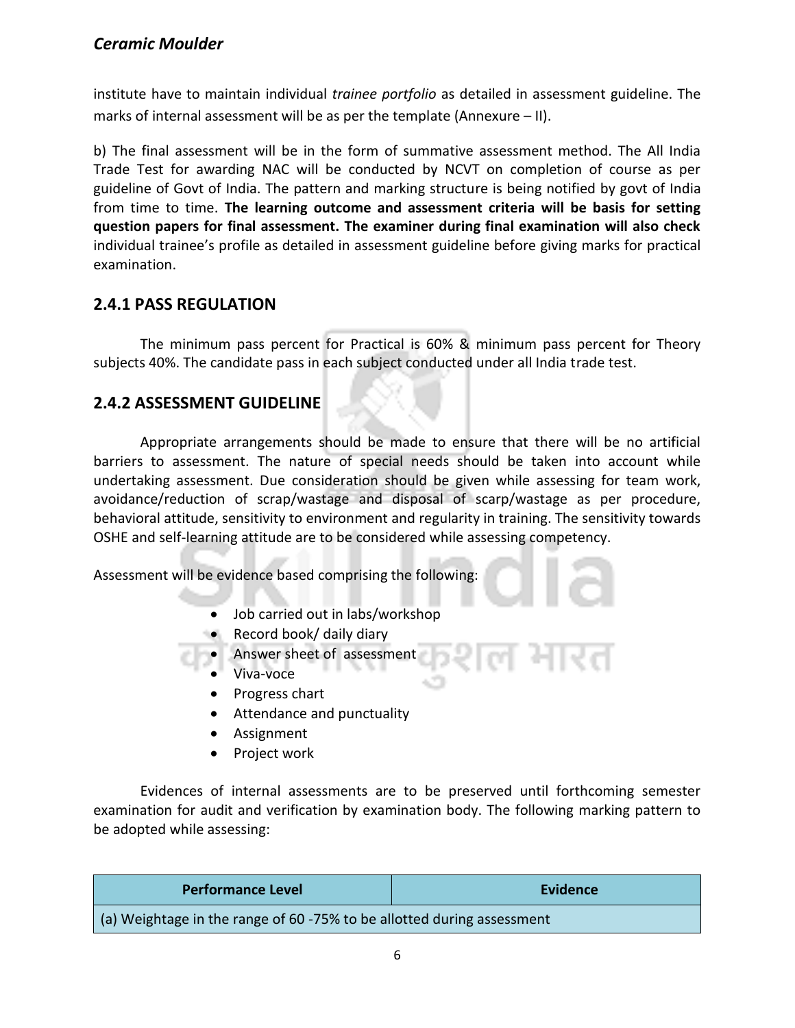institute have to maintain individual *trainee portfolio* as detailed in assessment guideline. The marks of internal assessment will be as per the template (Annexure – II).

b) The final assessment will be in the form of summative assessment method. The All India Trade Test for awarding NAC will be conducted by NCVT on completion of course as per guideline of Govt of India. The pattern and marking structure is being notified by govt of India from time to time. **The learning outcome and assessment criteria will be basis for setting question papers for final assessment. The examiner during final examination will also check** individual trainee's profile as detailed in assessment guideline before giving marks for practical examination.

### 2.4.1 PASS REGULATION

The minimum pass percent for Practical is 60% & minimum pass percent for Theory subjects 40%. The candidate pass in each subject conducted under all India trade test.

### 2.4.2 ASSESSMENT GUIDELINE

Appropriate arrangements should be made to ensure that there will be no artificial barriers to assessment. The nature of special needs should be taken into account while undertaking assessment. Due consideration should be given while assessing for team work, avoidance/reduction of scrap/wastage and disposal of scarp/wastage as per procedure, behavioral attitude, sensitivity to environment and regularity in training. The sensitivity towards OSHE and self-learning attitude are to be considered while assessing competency.

Assessment will be evidence based comprising the following:

- Job carried out in labs/workshop
- Record book/ daily diary
- Answer sheet of assessment
- Viva-voce
- Progress chart
- Attendance and punctuality
- Assignment
- Project work

Evidences of internal assessments are to be preserved until forthcoming semester examination for audit and verification by examination body. The following marking pattern to be adopted while assessing:

| Performance Level | Evidence |
|---|---|
| (a) Weightage in the range of 60 -75% to be allotted during assessment | |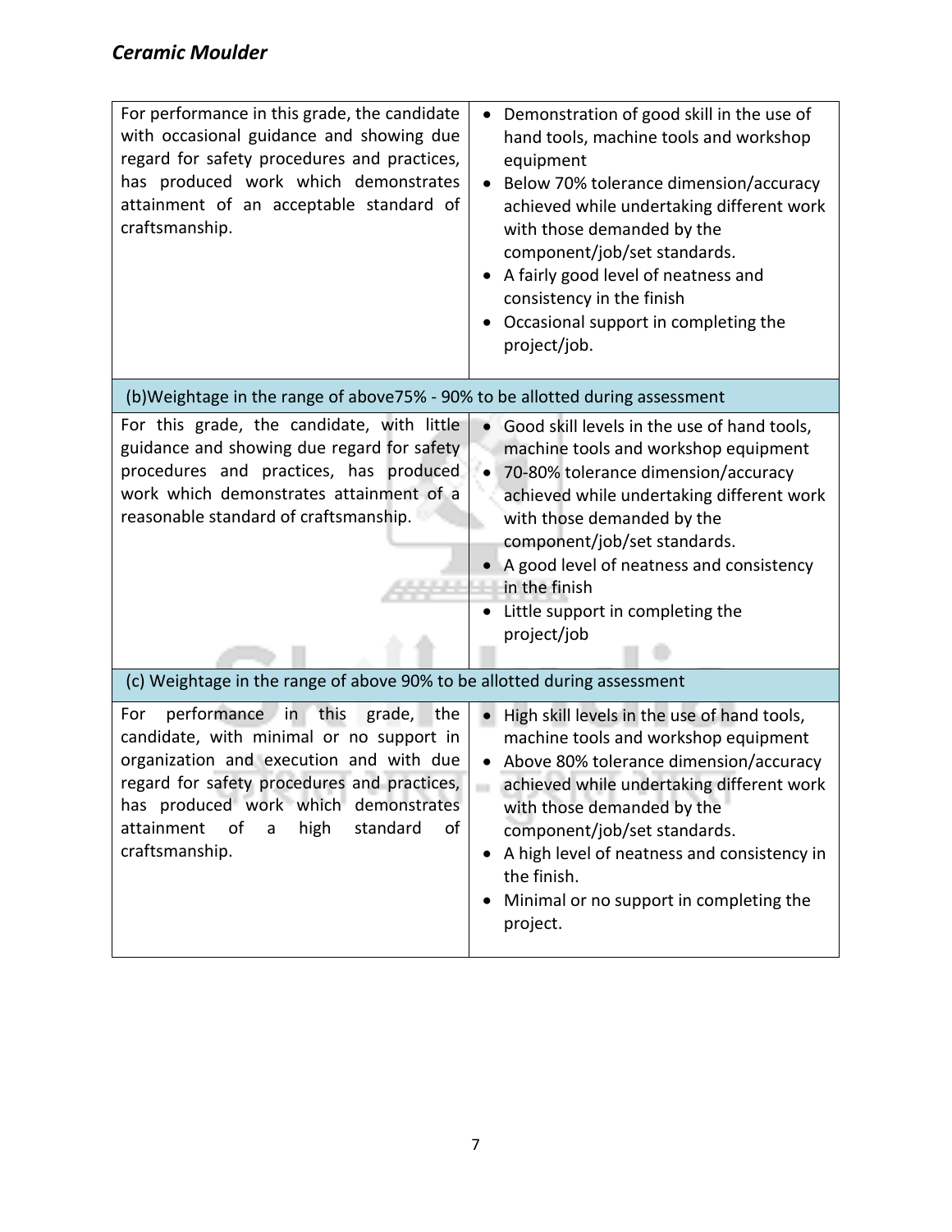| | |
|---|---|
| For performance in this grade, the candidate with occasional guidance and showing due regard for safety procedures and practices, has produced work which demonstrates attainment of an acceptable standard of craftsmanship. | • Demonstration of good skill in the use of hand tools, machine tools and workshop equipment<br>• Below 70% tolerance dimension/accuracy achieved while undertaking different work with those demanded by the component/job/set standards.<br>• A fairly good level of neatness and consistency in the finish<br>• Occasional support in completing the project/job. |
| (b)Weightage in the range of above75% - 90% to be allotted during assessment | |
| For this grade, the candidate, with little guidance and showing due regard for safety procedures and practices, has produced work which demonstrates attainment of a reasonable standard of craftsmanship. | • Good skill levels in the use of hand tools, machine tools and workshop equipment<br>• 70-80% tolerance dimension/accuracy achieved while undertaking different work with those demanded by the component/job/set standards.<br>• A good level of neatness and consistency in the finish<br>• Little support in completing the project/job |
| (c) Weightage in the range of above 90% to be allotted during assessment | |
| For performance in this grade, the candidate, with minimal or no support in organization and execution and with due regard for safety procedures and practices, has produced work which demonstrates attainment of a high standard of craftsmanship. | • High skill levels in the use of hand tools, machine tools and workshop equipment<br>• Above 80% tolerance dimension/accuracy achieved while undertaking different work with those demanded by the component/job/set standards.<br>• A high level of neatness and consistency in the finish.<br>• Minimal or no support in completing the project. |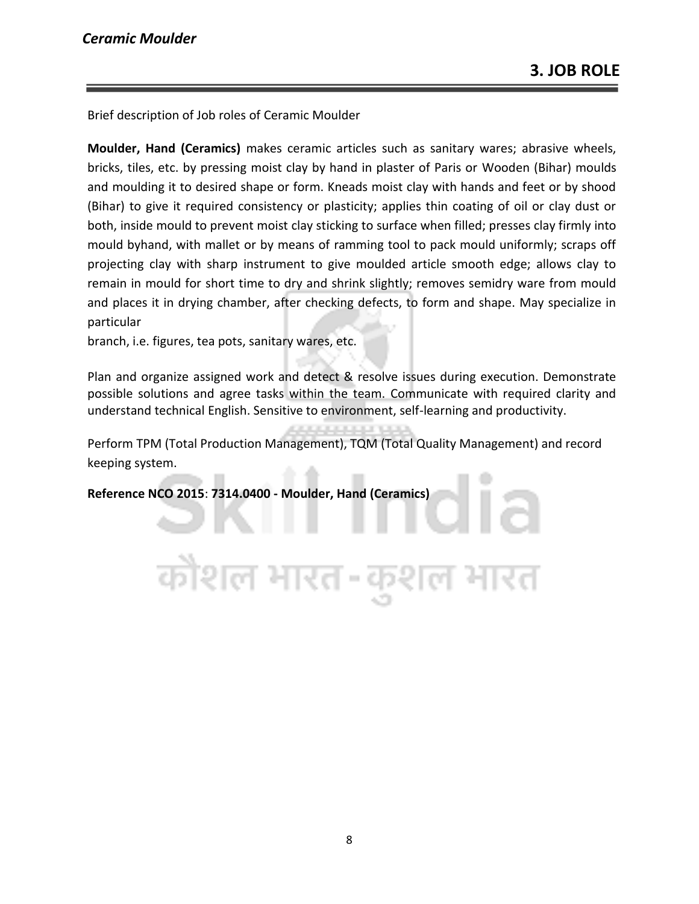# 3. JOB ROLE

Brief description of Job roles of Ceramic Moulder

**Moulder, Hand (Ceramics)** makes ceramic articles such as sanitary wares; abrasive wheels, bricks, tiles, etc. by pressing moist clay by hand in plaster of Paris or Wooden (Bihar) moulds and moulding it to desired shape or form. Kneads moist clay with hands and feet or by shood (Bihar) to give it required consistency or plasticity; applies thin coating of oil or clay dust or both, inside mould to prevent moist clay sticking to surface when filled; presses clay firmly into mould byhand, with mallet or by means of ramming tool to pack mould uniformly; scraps off projecting clay with sharp instrument to give moulded article smooth edge; allows clay to remain in mould for short time to dry and shrink slightly; removes semidry ware from mould and places it in drying chamber, after checking defects, to form and shape. May specialize in particular
branch, i.e. figures, tea pots, sanitary wares, etc.

Plan and organize assigned work and detect & resolve issues during execution. Demonstrate possible solutions and agree tasks within the team. Communicate with required clarity and understand technical English. Sensitive to environment, self-learning and productivity.

Perform TPM (Total Production Management), TQM (Total Quality Management) and record keeping system.

**Reference NCO 2015**: **7314.0400 - Moulder, Hand (Ceramics)**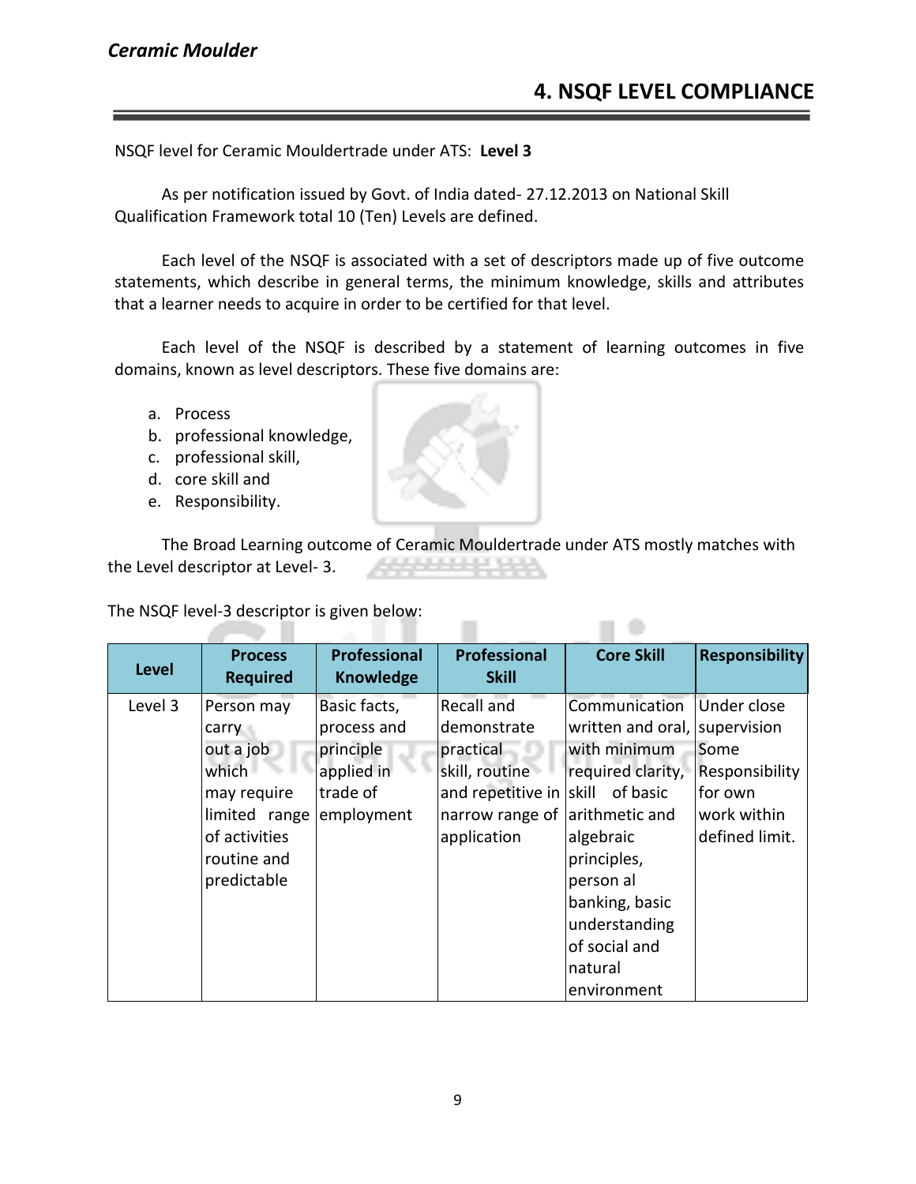## 4. NSQF LEVEL COMPLIANCE

NSQF level for Ceramic Mouldertrade under ATS: **Level 3**

As per notification issued by Govt. of India dated- 27.12.2013 on National Skill Qualification Framework total 10 (Ten) Levels are defined.

Each level of the NSQF is associated with a set of descriptors made up of five outcome statements, which describe in general terms, the minimum knowledge, skills and attributes that a learner needs to acquire in order to be certified for that level.

Each level of the NSQF is described by a statement of learning outcomes in five domains, known as level descriptors. These five domains are:

a. Process
b. professional knowledge,
c. professional skill,
d. core skill and
e. Responsibility.

The Broad Learning outcome of Ceramic Mouldertrade under ATS mostly matches with the Level descriptor at Level- 3.

The NSQF level-3 descriptor is given below:

| Level | Process Required | Professional Knowledge | Professional Skill | Core Skill | Responsibility |
|---|---|---|---|---|---|
| Level 3 | Person may carry out a job which may require limited range of activities routine and predictable | Basic facts, process and principle applied in trade of employment | Recall and demonstrate practical skill, routine and repetitive in narrow range of application | Communication written and oral, with minimum required clarity, skill of basic arithmetic and algebraic principles, person al banking, basic understanding of social and natural environment | Under close supervision Some Responsibility for own work within defined limit. |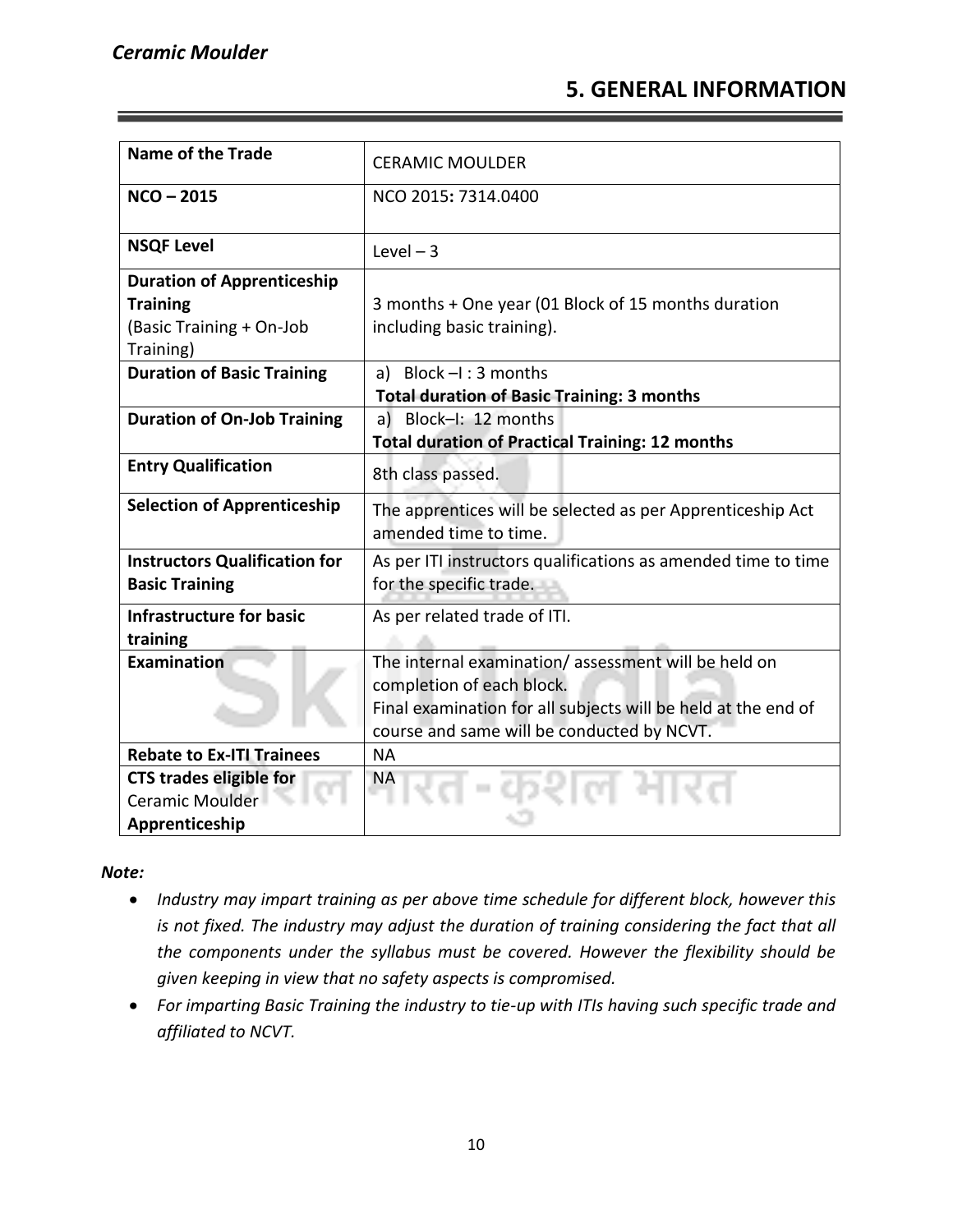## 5. GENERAL INFORMATION

| | |
|---|---|
| **Name of the Trade** | CERAMIC MOULDER |
| **NCO – 2015** | NCO 2015**:** 7314.0400 |
| **NSQF Level** | Level – 3 |
| **Duration of Apprenticeship Training** (Basic Training + On-Job Training) | 3 months + One year (01 Block of 15 months duration including basic training). |
| **Duration of Basic Training** | a) Block –I : 3 months<br>**Total duration of Basic Training: 3 months** |
| **Duration of On-Job Training** | a) Block–I: 12 months<br>**Total duration of Practical Training: 12 months** |
| **Entry Qualification** | 8th class passed. |
| **Selection of Apprenticeship** | The apprentices will be selected as per Apprenticeship Act amended time to time. |
| **Instructors Qualification for Basic Training** | As per ITI instructors qualifications as amended time to time for the specific trade. |
| **Infrastructure for basic training** | As per related trade of ITI. |
| **Examination** | The internal examination/ assessment will be held on completion of each block.<br>Final examination for all subjects will be held at the end of course and same will be conducted by NCVT. |
| **Rebate to Ex-ITI Trainees** | NA |
| **CTS trades eligible for** Ceramic Moulder **Apprenticeship** | NA |

***Note:***

- *Industry may impart training as per above time schedule for different block, however this is not fixed. The industry may adjust the duration of training considering the fact that all the components under the syllabus must be covered. However the flexibility should be given keeping in view that no safety aspects is compromised.*
- *For imparting Basic Training the industry to tie-up with ITIs having such specific trade and affiliated to NCVT.*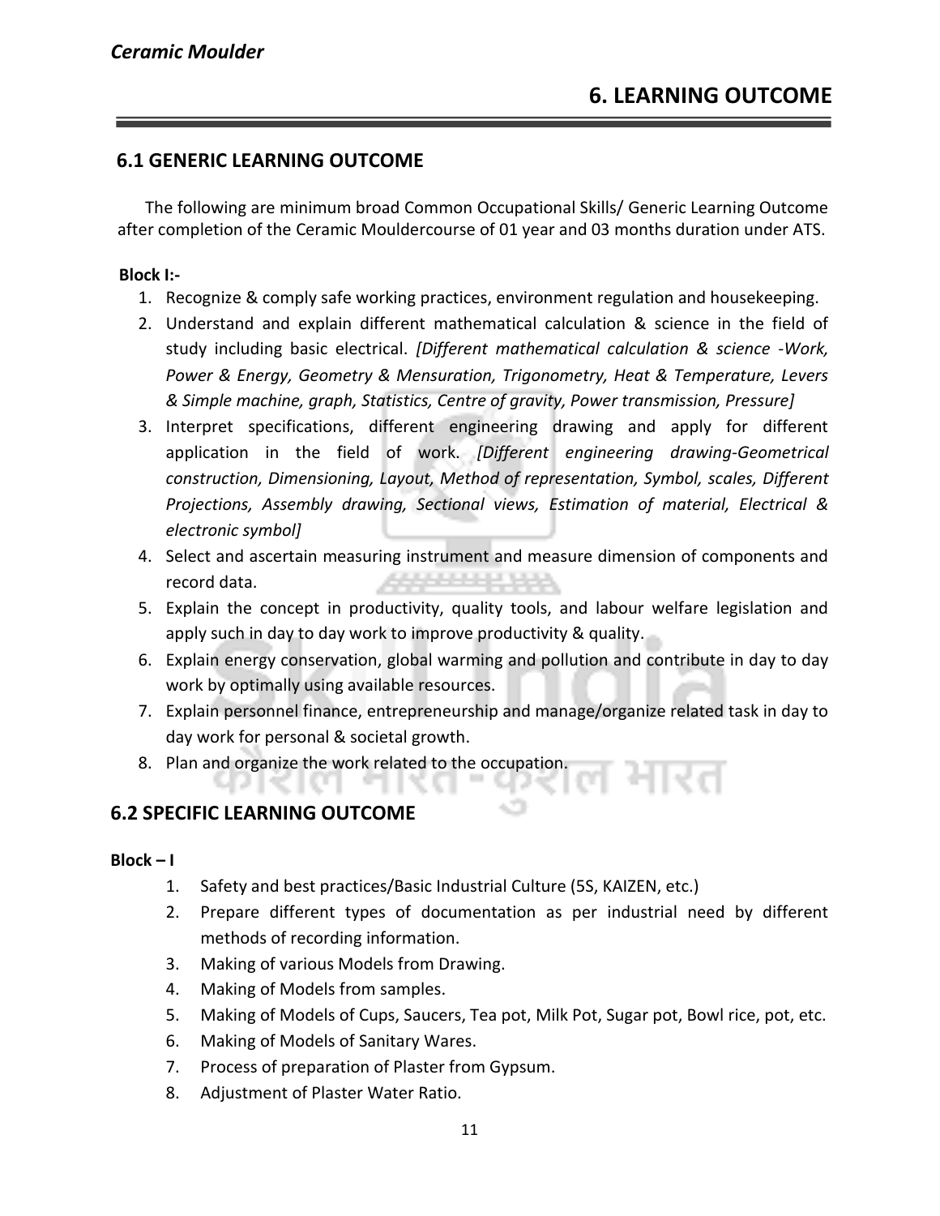## 6. LEARNING OUTCOME

### 6.1 GENERIC LEARNING OUTCOME

The following are minimum broad Common Occupational Skills/ Generic Learning Outcome after completion of the Ceramic Mouldercourse of 01 year and 03 months duration under ATS.

**Block I:-**

1. Recognize & comply safe working practices, environment regulation and housekeeping.
2. Understand and explain different mathematical calculation & science in the field of study including basic electrical. *[Different mathematical calculation & science -Work, Power & Energy, Geometry & Mensuration, Trigonometry, Heat & Temperature, Levers & Simple machine, graph, Statistics, Centre of gravity, Power transmission, Pressure]*
3. Interpret specifications, different engineering drawing and apply for different application in the field of work. *[Different engineering drawing-Geometrical construction, Dimensioning, Layout, Method of representation, Symbol, scales, Different Projections, Assembly drawing, Sectional views, Estimation of material, Electrical & electronic symbol]*
4. Select and ascertain measuring instrument and measure dimension of components and record data.
5. Explain the concept in productivity, quality tools, and labour welfare legislation and apply such in day to day work to improve productivity & quality.
6. Explain energy conservation, global warming and pollution and contribute in day to day work by optimally using available resources.
7. Explain personnel finance, entrepreneurship and manage/organize related task in day to day work for personal & societal growth.
8. Plan and organize the work related to the occupation.

### 6.2 SPECIFIC LEARNING OUTCOME

**Block – I**

1. Safety and best practices/Basic Industrial Culture (5S, KAIZEN, etc.)
2. Prepare different types of documentation as per industrial need by different methods of recording information.
3. Making of various Models from Drawing.
4. Making of Models from samples.
5. Making of Models of Cups, Saucers, Tea pot, Milk Pot, Sugar pot, Bowl rice, pot, etc.
6. Making of Models of Sanitary Wares.
7. Process of preparation of Plaster from Gypsum.
8. Adjustment of Plaster Water Ratio.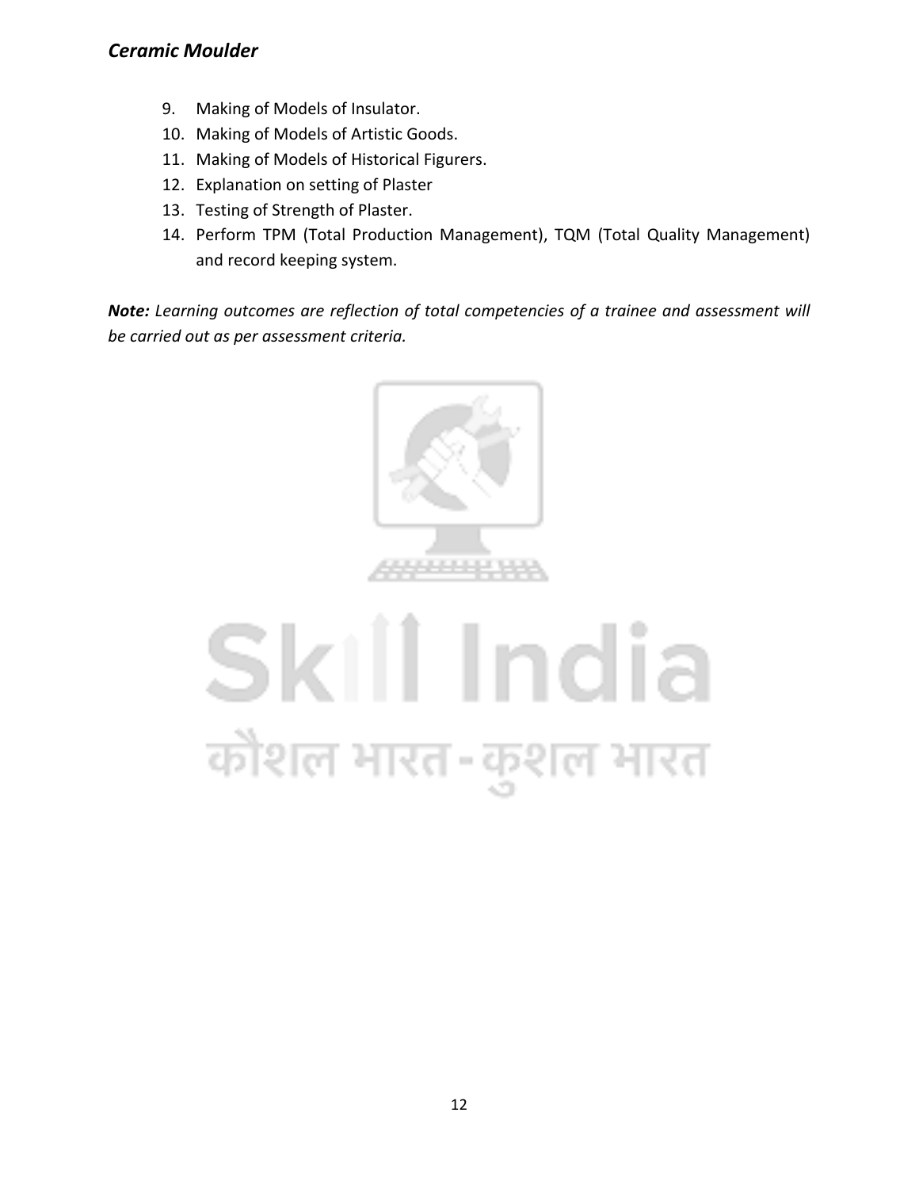9. Making of Models of Insulator.
10. Making of Models of Artistic Goods.
11. Making of Models of Historical Figurers.
12. Explanation on setting of Plaster
13. Testing of Strength of Plaster.
14. Perform TPM (Total Production Management), TQM (Total Quality Management) and record keeping system.

***Note:*** *Learning outcomes are reflection of total competencies of a trainee and assessment will be carried out as per assessment criteria.*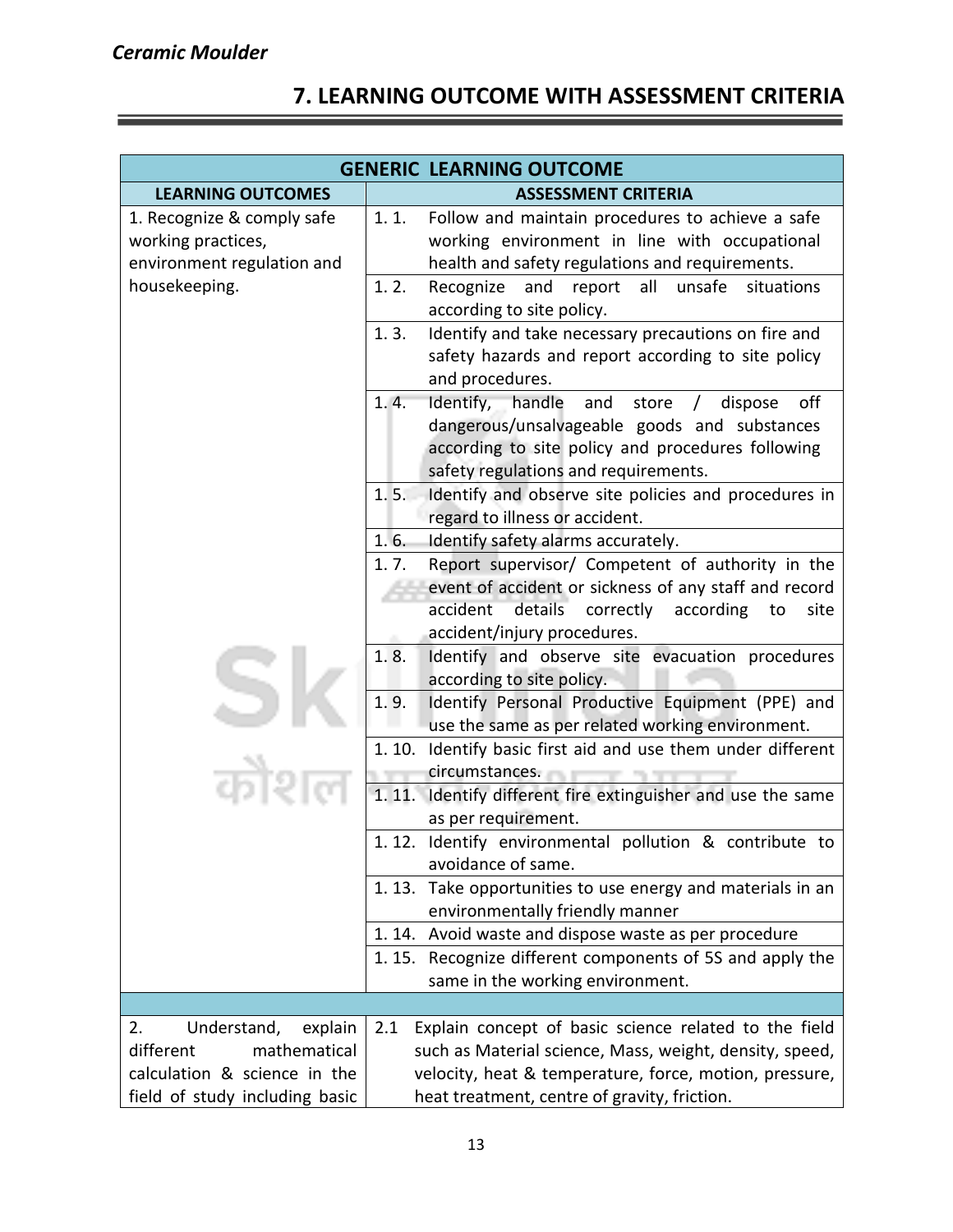## 7. LEARNING OUTCOME WITH ASSESSMENT CRITERIA

| GENERIC LEARNING OUTCOME | |
|---|---|
| **LEARNING OUTCOMES** | **ASSESSMENT CRITERIA** |
| 1. Recognize & comply safe working practices, environment regulation and housekeeping. | 1. 1. Follow and maintain procedures to achieve a safe working environment in line with occupational health and safety regulations and requirements. |
| | 1. 2. Recognize and report all unsafe situations according to site policy. |
| | 1. 3. Identify and take necessary precautions on fire and safety hazards and report according to site policy and procedures. |
| | 1. 4. Identify, handle and store / dispose off dangerous/unsalvageable goods and substances according to site policy and procedures following safety regulations and requirements. |
| | 1. 5. Identify and observe site policies and procedures in regard to illness or accident. |
| | 1. 6. Identify safety alarms accurately. |
| | 1. 7. Report supervisor/ Competent of authority in the event of accident or sickness of any staff and record accident details correctly according to site accident/injury procedures. |
| | 1. 8. Identify and observe site evacuation procedures according to site policy. |
| | 1. 9. Identify Personal Productive Equipment (PPE) and use the same as per related working environment. |
| | 1. 10. Identify basic first aid and use them under different circumstances. |
| | 1. 11. Identify different fire extinguisher and use the same as per requirement. |
| | 1. 12. Identify environmental pollution & contribute to avoidance of same. |
| | 1. 13. Take opportunities to use energy and materials in an environmentally friendly manner |
| | 1. 14. Avoid waste and dispose waste as per procedure |
| | 1. 15. Recognize different components of 5S and apply the same in the working environment. |
| | |
| 2. Understand, explain different mathematical calculation & science in the field of study including basic | 2.1 Explain concept of basic science related to the field such as Material science, Mass, weight, density, speed, velocity, heat & temperature, force, motion, pressure, heat treatment, centre of gravity, friction. |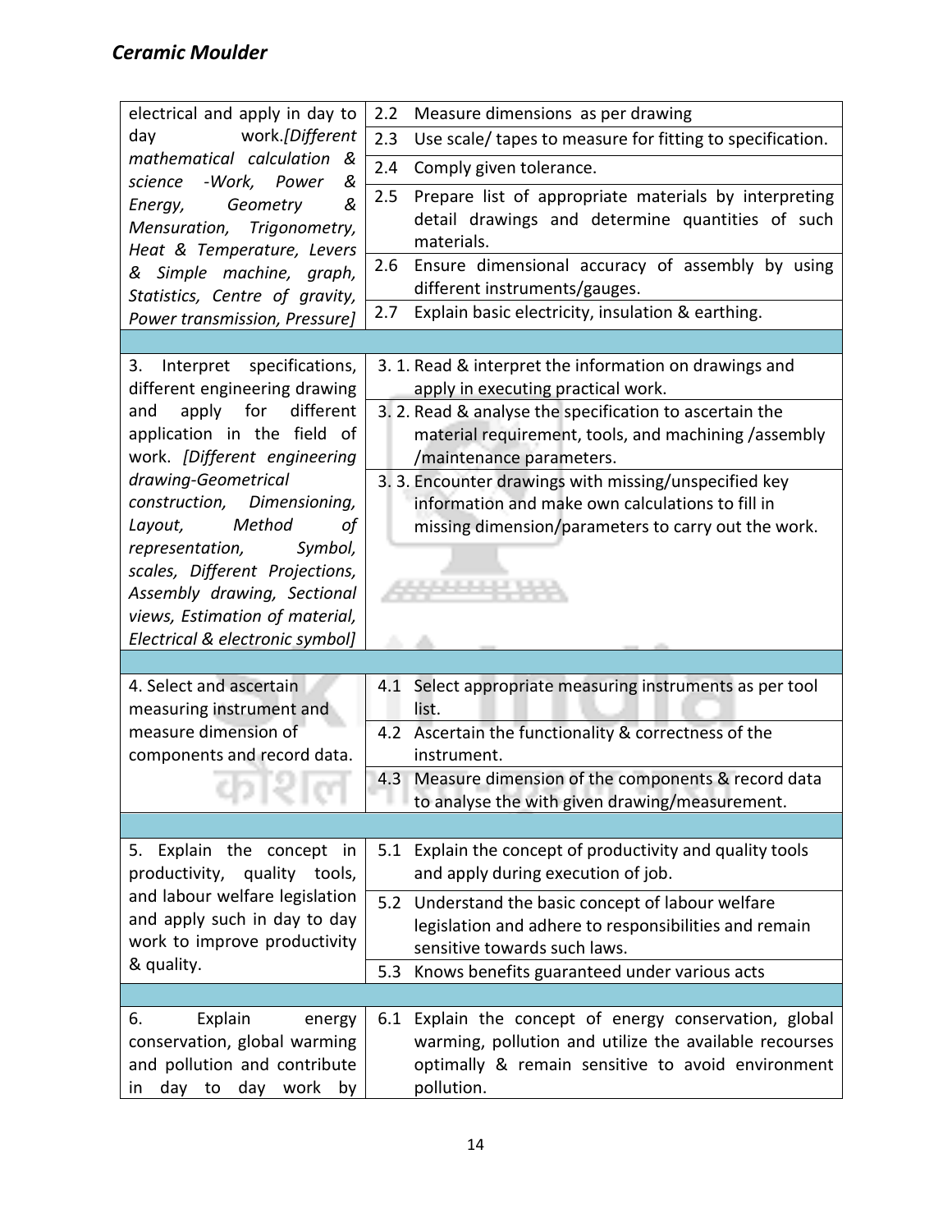| | |
|---|---|
| electrical and apply in day to day work.*[Different mathematical calculation & science -Work, Power & Energy, Geometry & Mensuration, Trigonometry, Heat & Temperature, Levers & Simple machine, graph, Statistics, Centre of gravity, Power transmission, Pressure]* | 2.2 Measure dimensions as per drawing |
| | 2.3 Use scale/ tapes to measure for fitting to specification. |
| | 2.4 Comply given tolerance. |
| | 2.5 Prepare list of appropriate materials by interpreting detail drawings and determine quantities of such materials. |
| | 2.6 Ensure dimensional accuracy of assembly by using different instruments/gauges. |
| | 2.7 Explain basic electricity, insulation & earthing. |
| | |
| 3. Interpret specifications, different engineering drawing and apply for different application in the field of work. *[Different engineering drawing-Geometrical construction, Dimensioning, Layout, Method of representation, Symbol, scales, Different Projections, Assembly drawing, Sectional views, Estimation of material, Electrical & electronic symbol]* | 3. 1. Read & interpret the information on drawings and apply in executing practical work. |
| | 3. 2. Read & analyse the specification to ascertain the material requirement, tools, and machining /assembly /maintenance parameters. |
| | 3. 3. Encounter drawings with missing/unspecified key information and make own calculations to fill in missing dimension/parameters to carry out the work. |
| | |
| 4. Select and ascertain measuring instrument and measure dimension of components and record data. | 4.1 Select appropriate measuring instruments as per tool list. |
| | 4.2 Ascertain the functionality & correctness of the instrument. |
| | 4.3 Measure dimension of the components & record data to analyse the with given drawing/measurement. |
| | |
| 5. Explain the concept in productivity, quality tools, and labour welfare legislation and apply such in day to day work to improve productivity & quality. | 5.1 Explain the concept of productivity and quality tools and apply during execution of job. |
| | 5.2 Understand the basic concept of labour welfare legislation and adhere to responsibilities and remain sensitive towards such laws. |
| | 5.3 Knows benefits guaranteed under various acts |
| | |
| 6. Explain energy conservation, global warming and pollution and contribute in day to day work by | 6.1 Explain the concept of energy conservation, global warming, pollution and utilize the available recourses optimally & remain sensitive to avoid environment pollution. |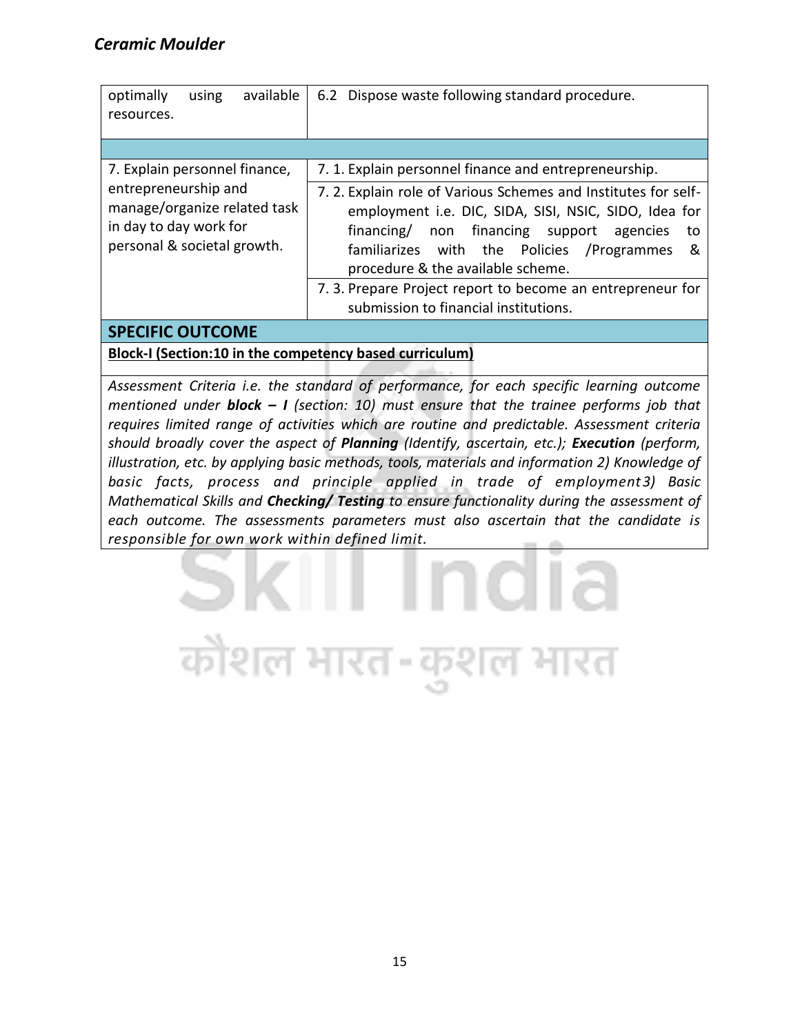| | |
|---|---|
| optimally using available resources. | 6.2 Dispose waste following standard procedure. |
| | |
| 7. Explain personnel finance, entrepreneurship and manage/organize related task in day to day work for personal & societal growth. | 7. 1. Explain personnel finance and entrepreneurship. |
| | 7. 2. Explain role of Various Schemes and Institutes for self-employment i.e. DIC, SIDA, SISI, NSIC, SIDO, Idea for financing/ non financing support agencies to familiarizes with the Policies /Programmes & procedure & the available scheme. |
| | 7. 3. Prepare Project report to become an entrepreneur for submission to financial institutions. |

**SPECIFIC OUTCOME**

**Block-I (Section:10 in the competency based curriculum)**

*Assessment Criteria i.e. the standard of performance, for each specific learning outcome mentioned under* ***block – I*** *(section: 10) must ensure that the trainee performs job that requires limited range of activities which are routine and predictable. Assessment criteria should broadly cover the aspect of* ***Planning*** *(Identify, ascertain, etc.);* ***Execution*** *(perform, illustration, etc. by applying basic methods, tools, materials and information 2) Knowledge of basic facts, process and principle applied in trade of employment3) Basic Mathematical Skills and* ***Checking/ Testing*** *to ensure functionality during the assessment of each outcome. The assessments parameters must also ascertain that the candidate is responsible for own work within defined limit.*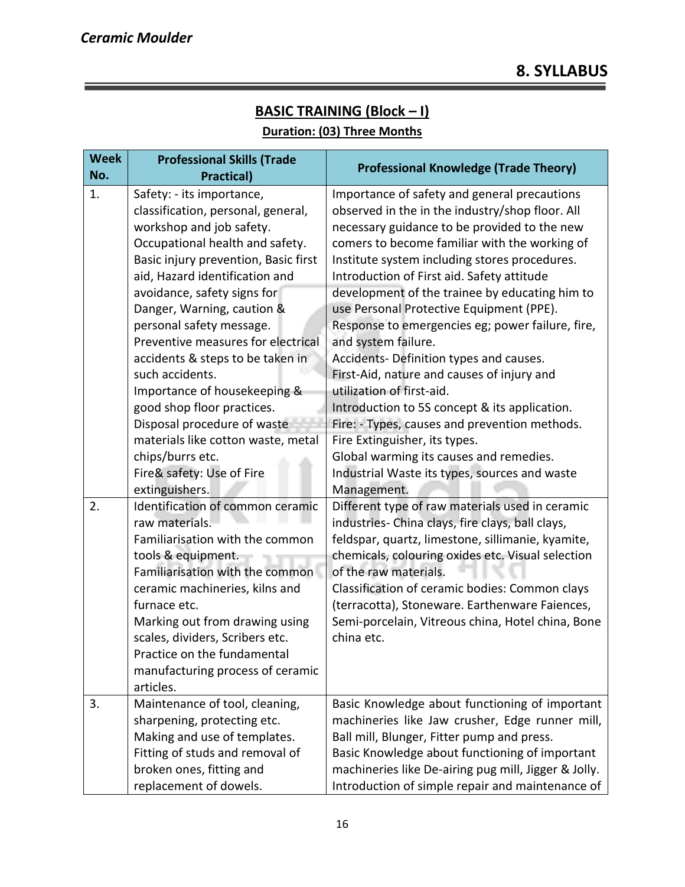## 8. SYLLABUS

### BASIC TRAINING (Block – I)

**Duration: (03) Three Months**

| Week No. | Professional Skills (Trade Practical) | Professional Knowledge (Trade Theory) |
|---|---|---|
| 1. | Safety: - its importance, classification, personal, general, workshop and job safety.<br>Occupational health and safety.<br>Basic injury prevention, Basic first aid, Hazard identification and avoidance, safety signs for Danger, Warning, caution & personal safety message.<br>Preventive measures for electrical accidents & steps to be taken in such accidents.<br>Importance of housekeeping & good shop floor practices.<br>Disposal procedure of waste materials like cotton waste, metal chips/burrs etc.<br>Fire& safety: Use of Fire extinguishers. | Importance of safety and general precautions observed in the in the industry/shop floor. All necessary guidance to be provided to the new comers to become familiar with the working of Institute system including stores procedures.<br>Introduction of First aid. Safety attitude development of the trainee by educating him to use Personal Protective Equipment (PPE).<br>Response to emergencies eg; power failure, fire, and system failure.<br>Accidents- Definition types and causes.<br>First-Aid, nature and causes of injury and utilization of first-aid.<br>Introduction to 5S concept & its application.<br>Fire: - Types, causes and prevention methods.<br>Fire Extinguisher, its types.<br>Global warming its causes and remedies.<br>Industrial Waste its types, sources and waste Management. |
| 2. | Identification of common ceramic raw materials.<br>Familiarisation with the common tools & equipment.<br>Familiarisation with the common ceramic machineries, kilns and furnace etc.<br>Marking out from drawing using scales, dividers, Scribers etc.<br>Practice on the fundamental manufacturing process of ceramic articles. | Different type of raw materials used in ceramic industries- China clays, fire clays, ball clays, feldspar, quartz, limestone, sillimanie, kyamite, chemicals, colouring oxides etc. Visual selection of the raw materials.<br>Classification of ceramic bodies: Common clays (terracotta), Stoneware. Earthenware Faiences, Semi-porcelain, Vitreous china, Hotel china, Bone china etc. |
| 3. | Maintenance of tool, cleaning, sharpening, protecting etc.<br>Making and use of templates.<br>Fitting of studs and removal of broken ones, fitting and replacement of dowels. | Basic Knowledge about functioning of important machineries like Jaw crusher, Edge runner mill, Ball mill, Blunger, Fitter pump and press.<br>Basic Knowledge about functioning of important machineries like De-airing pug mill, Jigger & Jolly.<br>Introduction of simple repair and maintenance of |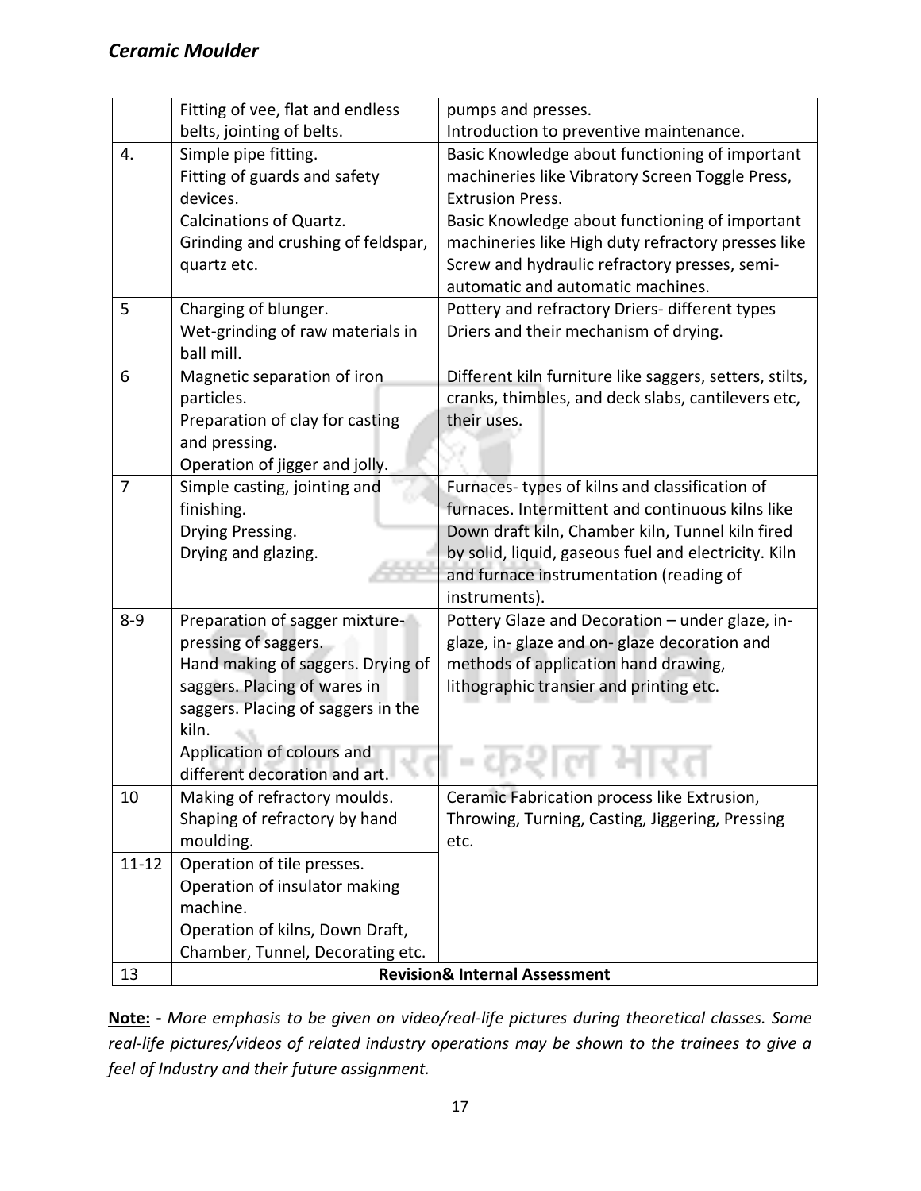| | | |
|---|---|---|
| | Fitting of vee, flat and endless belts, jointing of belts. | pumps and presses. Introduction to preventive maintenance. |
| 4. | Simple pipe fitting. Fitting of guards and safety devices. Calcinations of Quartz. Grinding and crushing of feldspar, quartz etc. | Basic Knowledge about functioning of important machineries like Vibratory Screen Toggle Press, Extrusion Press. Basic Knowledge about functioning of important machineries like High duty refractory presses like Screw and hydraulic refractory presses, semi-automatic and automatic machines. |
| 5 | Charging of blunger. Wet-grinding of raw materials in ball mill. | Pottery and refractory Driers- different types Driers and their mechanism of drying. |
| 6 | Magnetic separation of iron particles. Preparation of clay for casting and pressing. Operation of jigger and jolly. | Different kiln furniture like saggers, setters, stilts, cranks, thimbles, and deck slabs, cantilevers etc, their uses. |
| 7 | Simple casting, jointing and finishing. Drying Pressing. Drying and glazing. | Furnaces- types of kilns and classification of furnaces. Intermittent and continuous kilns like Down draft kiln, Chamber kiln, Tunnel kiln fired by solid, liquid, gaseous fuel and electricity. Kiln and furnace instrumentation (reading of instruments). |
| 8-9 | Preparation of sagger mixture-pressing of saggers. Hand making of saggers. Drying of saggers. Placing of wares in saggers. Placing of saggers in the kiln. Application of colours and different decoration and art. | Pottery Glaze and Decoration – under glaze, in-glaze, in- glaze and on- glaze decoration and methods of application hand drawing, lithographic transier and printing etc. |
| 10 | Making of refractory moulds. Shaping of refractory by hand moulding. | Ceramic Fabrication process like Extrusion, Throwing, Turning, Casting, Jiggering, Pressing etc. |
| 11-12 | Operation of tile presses. Operation of insulator making machine. Operation of kilns, Down Draft, Chamber, Tunnel, Decorating etc. | |
| 13 | **Revision& Internal Assessment** | |

**Note: -** *More emphasis to be given on video/real-life pictures during theoretical classes. Some real-life pictures/videos of related industry operations may be shown to the trainees to give a feel of Industry and their future assignment.*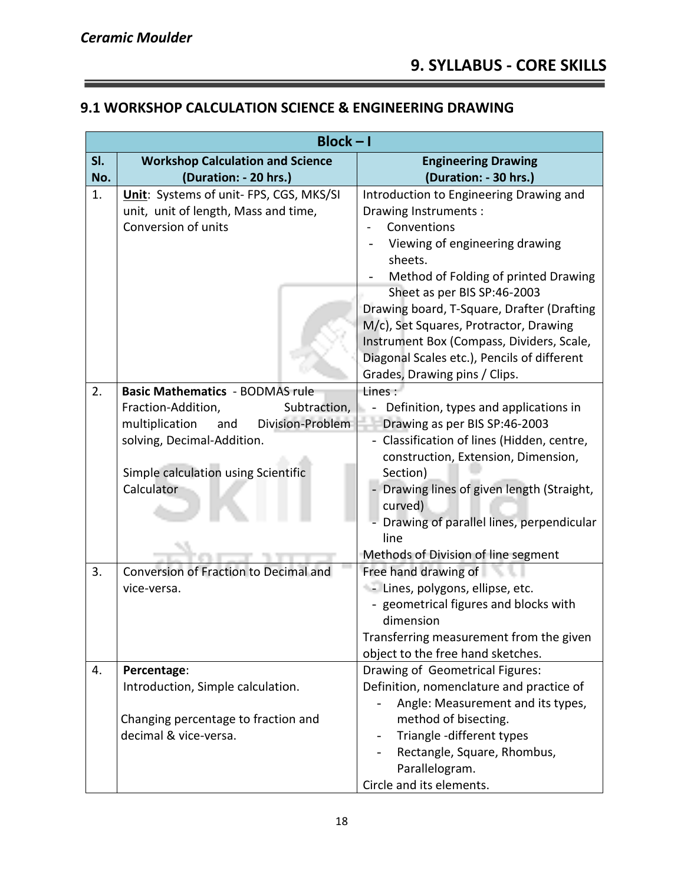## 9. SYLLABUS - CORE SKILLS

### 9.1 WORKSHOP CALCULATION SCIENCE & ENGINEERING DRAWING

| Block – I | | |
|---|---|---|
| **Sl. No.** | **Workshop Calculation and Science (Duration: - 20 hrs.)** | **Engineering Drawing (Duration: - 30 hrs.)** |
| 1. | **Unit**: Systems of unit- FPS, CGS, MKS/SI unit, unit of length, Mass and time, Conversion of units | Introduction to Engineering Drawing and Drawing Instruments :<br>- Conventions<br>- Viewing of engineering drawing sheets.<br>- Method of Folding of printed Drawing Sheet as per BIS SP:46-2003<br>Drawing board, T-Square, Drafter (Drafting M/c), Set Squares, Protractor, Drawing Instrument Box (Compass, Dividers, Scale, Diagonal Scales etc.), Pencils of different Grades, Drawing pins / Clips. |
| 2. | **Basic Mathematics** - BODMAS rule Fraction-Addition, Subtraction, multiplication and Division-Problem solving, Decimal-Addition.<br><br>Simple calculation using Scientific Calculator | Lines :<br>- Definition, types and applications in Drawing as per BIS SP:46-2003<br>- Classification of lines (Hidden, centre, construction, Extension, Dimension, Section)<br>- Drawing lines of given length (Straight, curved)<br>- Drawing of parallel lines, perpendicular line<br>Methods of Division of line segment |
| 3. | Conversion of Fraction to Decimal and vice-versa. | Free hand drawing of<br>- Lines, polygons, ellipse, etc.<br>- geometrical figures and blocks with dimension<br>Transferring measurement from the given object to the free hand sketches. |
| 4. | **Percentage**:<br>Introduction, Simple calculation.<br><br>Changing percentage to fraction and decimal & vice-versa. | Drawing of Geometrical Figures:<br>Definition, nomenclature and practice of<br>- Angle: Measurement and its types, method of bisecting.<br>- Triangle -different types<br>- Rectangle, Square, Rhombus, Parallelogram.<br>Circle and its elements. |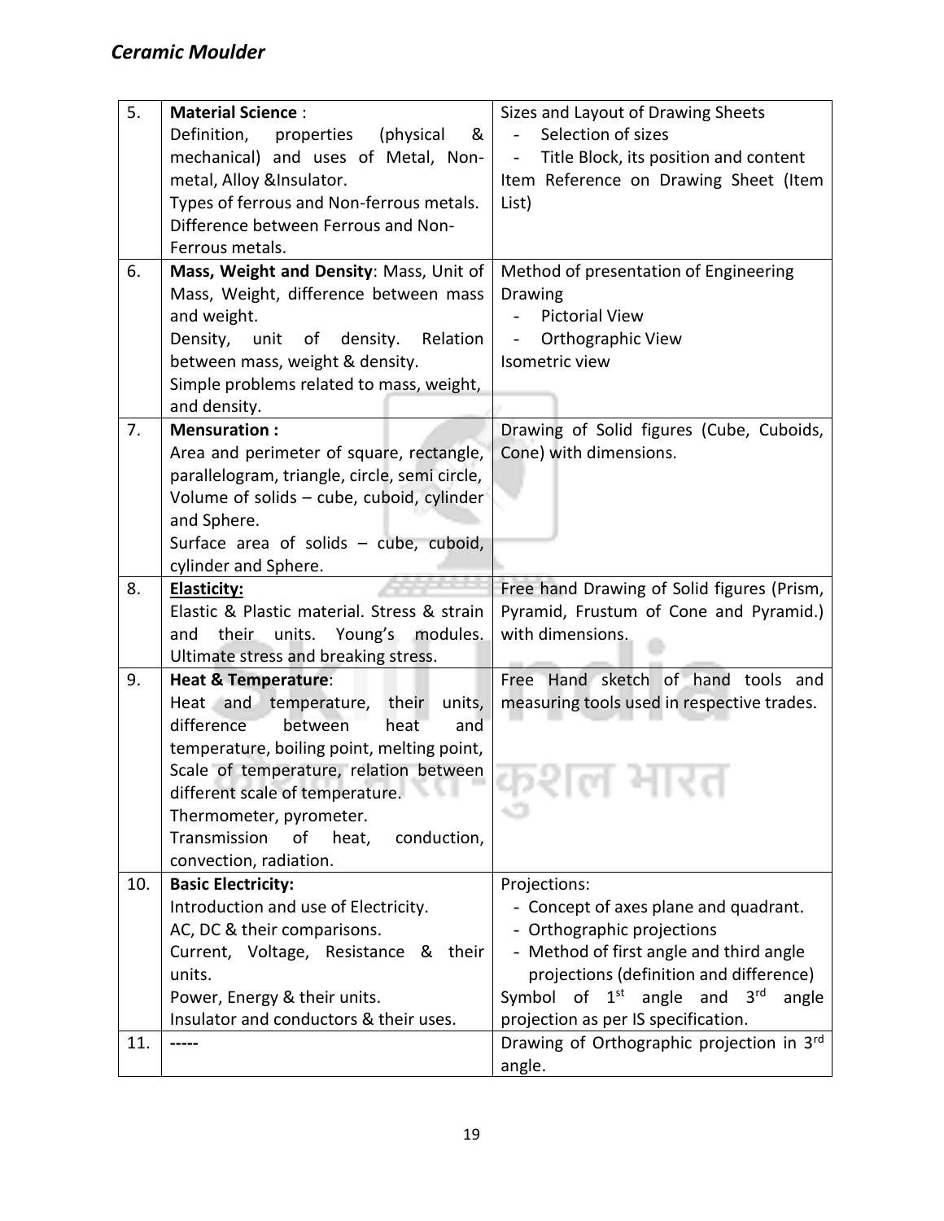| 5. | **Material Science** :<br>Definition, properties (physical & mechanical) and uses of Metal, Non-metal, Alloy &Insulator.<br>Types of ferrous and Non-ferrous metals.<br>Difference between Ferrous and Non-Ferrous metals. | Sizes and Layout of Drawing Sheets<br>- Selection of sizes<br>- Title Block, its position and content<br>Item Reference on Drawing Sheet (Item List) |
|---|---|---|
| 6. | **Mass, Weight and Density**: Mass, Unit of Mass, Weight, difference between mass and weight.<br>Density, unit of density. Relation between mass, weight & density.<br>Simple problems related to mass, weight, and density. | Method of presentation of Engineering Drawing<br>- Pictorial View<br>- Orthographic View<br>Isometric view |
| 7. | **Mensuration :**<br>Area and perimeter of square, rectangle, parallelogram, triangle, circle, semi circle,<br>Volume of solids – cube, cuboid, cylinder and Sphere.<br>Surface area of solids – cube, cuboid, cylinder and Sphere. | Drawing of Solid figures (Cube, Cuboids, Cone) with dimensions. |
| 8. | **Elasticity:**<br>Elastic & Plastic material. Stress & strain and their units. Young's modules.<br>Ultimate stress and breaking stress. | Free hand Drawing of Solid figures (Prism, Pyramid, Frustum of Cone and Pyramid.) with dimensions. |
| 9. | **Heat & Temperature**:<br>Heat and temperature, their units, difference between heat and temperature, boiling point, melting point,<br>Scale of temperature, relation between different scale of temperature.<br>Thermometer, pyrometer.<br>Transmission of heat, conduction, convection, radiation. | Free Hand sketch of hand tools and measuring tools used in respective trades. |
| 10. | **Basic Electricity:**<br>Introduction and use of Electricity.<br>AC, DC & their comparisons.<br>Current, Voltage, Resistance & their units.<br>Power, Energy & their units.<br>Insulator and conductors & their uses. | Projections:<br>- Concept of axes plane and quadrant.<br>- Orthographic projections<br>- Method of first angle and third angle projections (definition and difference)<br>Symbol of 1st angle and 3rd angle projection as per IS specification. |
| 11. | ----- | Drawing of Orthographic projection in 3rd angle. |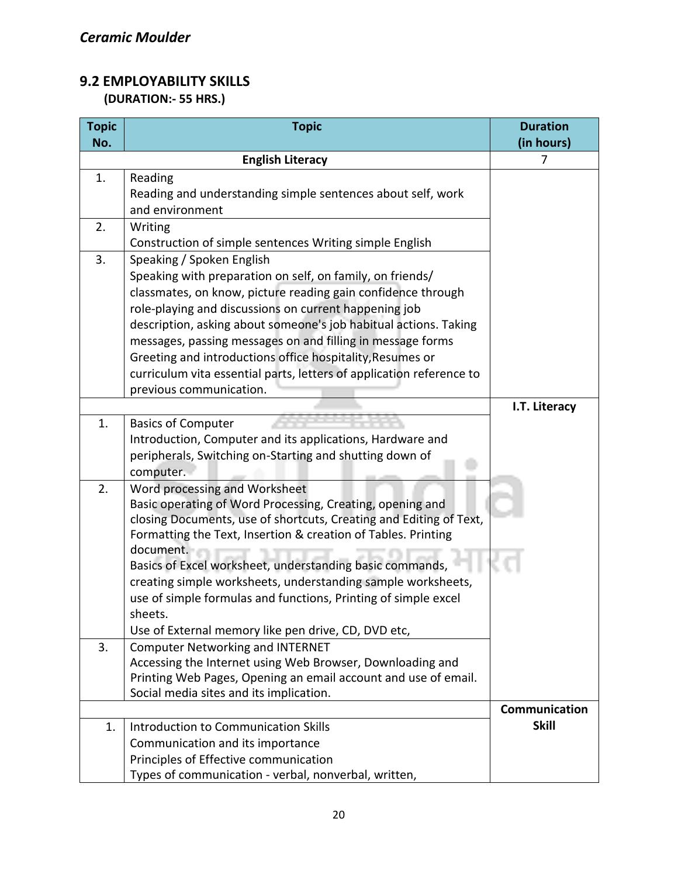## 9.2 EMPLOYABILITY SKILLS

**(DURATION:- 55 HRS.)**

| Topic No. | Topic | Duration (in hours) |
|---|---|---|
| | **English Literacy** | 7 |
| 1. | Reading<br>Reading and understanding simple sentences about self, work and environment | |
| 2. | Writing<br>Construction of simple sentences Writing simple English | |
| 3. | Speaking / Spoken English<br>Speaking with preparation on self, on family, on friends/ classmates, on know, picture reading gain confidence through role-playing and discussions on current happening job description, asking about someone's job habitual actions. Taking messages, passing messages on and filling in message forms Greeting and introductions office hospitality,Resumes or curriculum vita essential parts, letters of application reference to previous communication. | |
| | | **I.T. Literacy** |
| 1. | Basics of Computer<br>Introduction, Computer and its applications, Hardware and peripherals, Switching on-Starting and shutting down of computer. | |
| 2. | Word processing and Worksheet<br>Basic operating of Word Processing, Creating, opening and closing Documents, use of shortcuts, Creating and Editing of Text, Formatting the Text, Insertion & creation of Tables. Printing document.<br>Basics of Excel worksheet, understanding basic commands, creating simple worksheets, understanding sample worksheets, use of simple formulas and functions, Printing of simple excel sheets.<br>Use of External memory like pen drive, CD, DVD etc, | |
| 3. | Computer Networking and INTERNET<br>Accessing the Internet using Web Browser, Downloading and Printing Web Pages, Opening an email account and use of email. Social media sites and its implication. | |
| | | **Communication Skill** |
| 1. | Introduction to Communication Skills<br>Communication and its importance<br>Principles of Effective communication<br>Types of communication - verbal, nonverbal, written, | |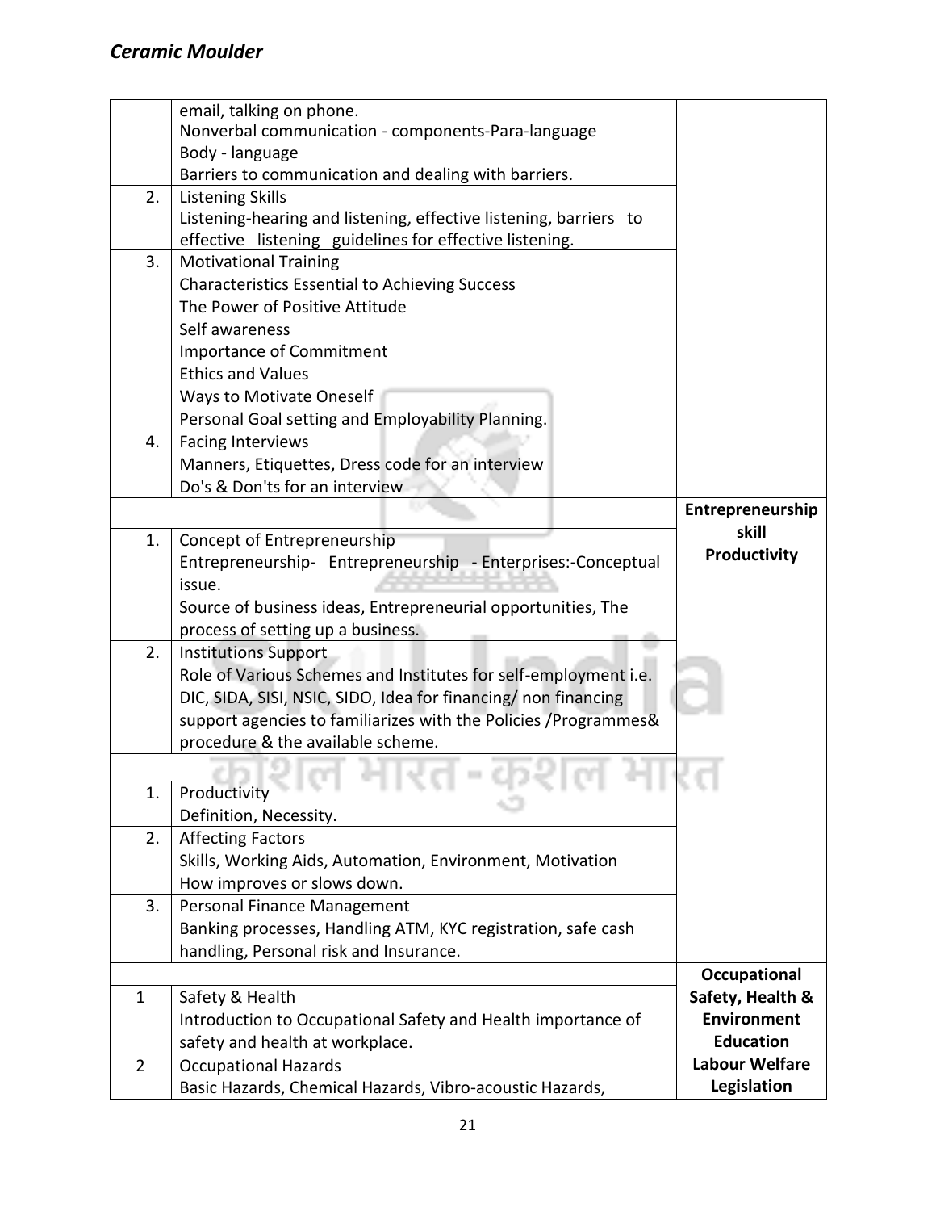| | | |
|---|---|---|
| | email, talking on phone.<br>Nonverbal communication - components-Para-language<br>Body - language<br>Barriers to communication and dealing with barriers. | |
| 2. | Listening Skills<br>Listening-hearing and listening, effective listening, barriers to effective listening guidelines for effective listening. | |
| 3. | Motivational Training<br>Characteristics Essential to Achieving Success<br>The Power of Positive Attitude<br>Self awareness<br>Importance of Commitment<br>Ethics and Values<br>Ways to Motivate Oneself<br>Personal Goal setting and Employability Planning. | |
| 4. | Facing Interviews<br>Manners, Etiquettes, Dress code for an interview<br>Do's & Don'ts for an interview | |
| | | **Entrepreneurship skill Productivity** |
| 1. | Concept of Entrepreneurship<br>Entrepreneurship- Entrepreneurship - Enterprises:-Conceptual issue.<br>Source of business ideas, Entrepreneurial opportunities, The process of setting up a business. | |
| 2. | Institutions Support<br>Role of Various Schemes and Institutes for self-employment i.e. DIC, SIDA, SISI, NSIC, SIDO, Idea for financing/ non financing support agencies to familiarizes with the Policies /Programmes& procedure & the available scheme. | |
| | | |
| 1. | Productivity<br>Definition, Necessity. | |
| 2. | Affecting Factors<br>Skills, Working Aids, Automation, Environment, Motivation<br>How improves or slows down. | |
| 3. | Personal Finance Management<br>Banking processes, Handling ATM, KYC registration, safe cash handling, Personal risk and Insurance. | |
| | | **Occupational Safety, Health & Environment Education Labour Welfare Legislation** |
| 1 | Safety & Health<br>Introduction to Occupational Safety and Health importance of safety and health at workplace. | |
| 2 | Occupational Hazards<br>Basic Hazards, Chemical Hazards, Vibro-acoustic Hazards, | |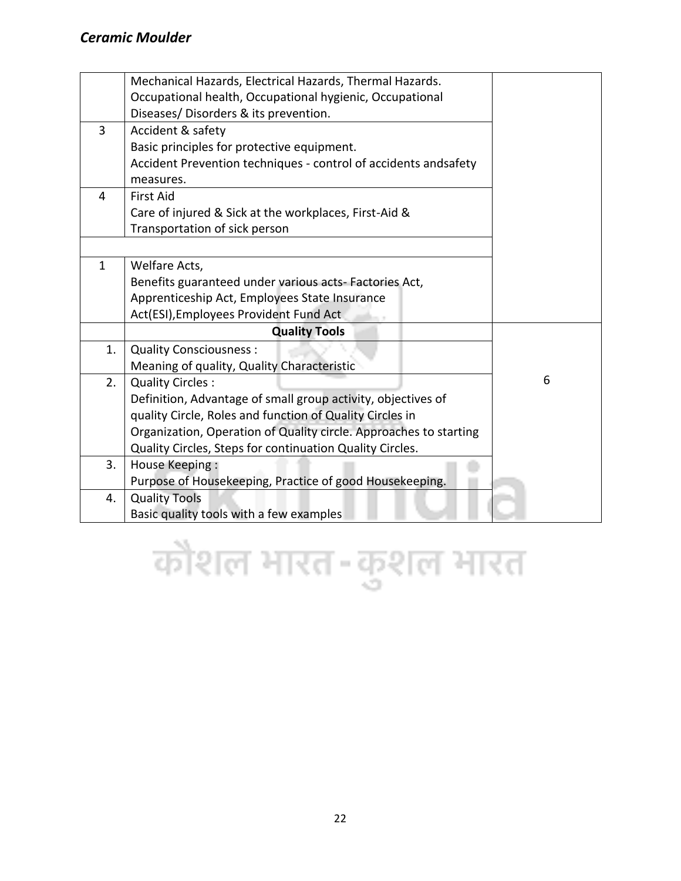| | | |
|---|---|---|
| | Mechanical Hazards, Electrical Hazards, Thermal Hazards.<br>Occupational health, Occupational hygienic, Occupational Diseases/ Disorders & its prevention. | |
| 3 | Accident & safety<br>Basic principles for protective equipment.<br>Accident Prevention techniques - control of accidents andsafety measures. | |
| 4 | First Aid<br>Care of injured & Sick at the workplaces, First-Aid & Transportation of sick person | |
| | | |
| 1 | Welfare Acts,<br>Benefits guaranteed under various acts- Factories Act, Apprenticeship Act, Employees State Insurance Act(ESI),Employees Provident Fund Act | |
| | **Quality Tools** | 6 |
| 1. | Quality Consciousness :<br>Meaning of quality, Quality Characteristic | |
| 2. | Quality Circles :<br>Definition, Advantage of small group activity, objectives of quality Circle, Roles and function of Quality Circles in Organization, Operation of Quality circle. Approaches to starting Quality Circles, Steps for continuation Quality Circles. | |
| 3. | House Keeping :<br>Purpose of Housekeeping, Practice of good Housekeeping. | |
| 4. | Quality Tools<br>Basic quality tools with a few examples | |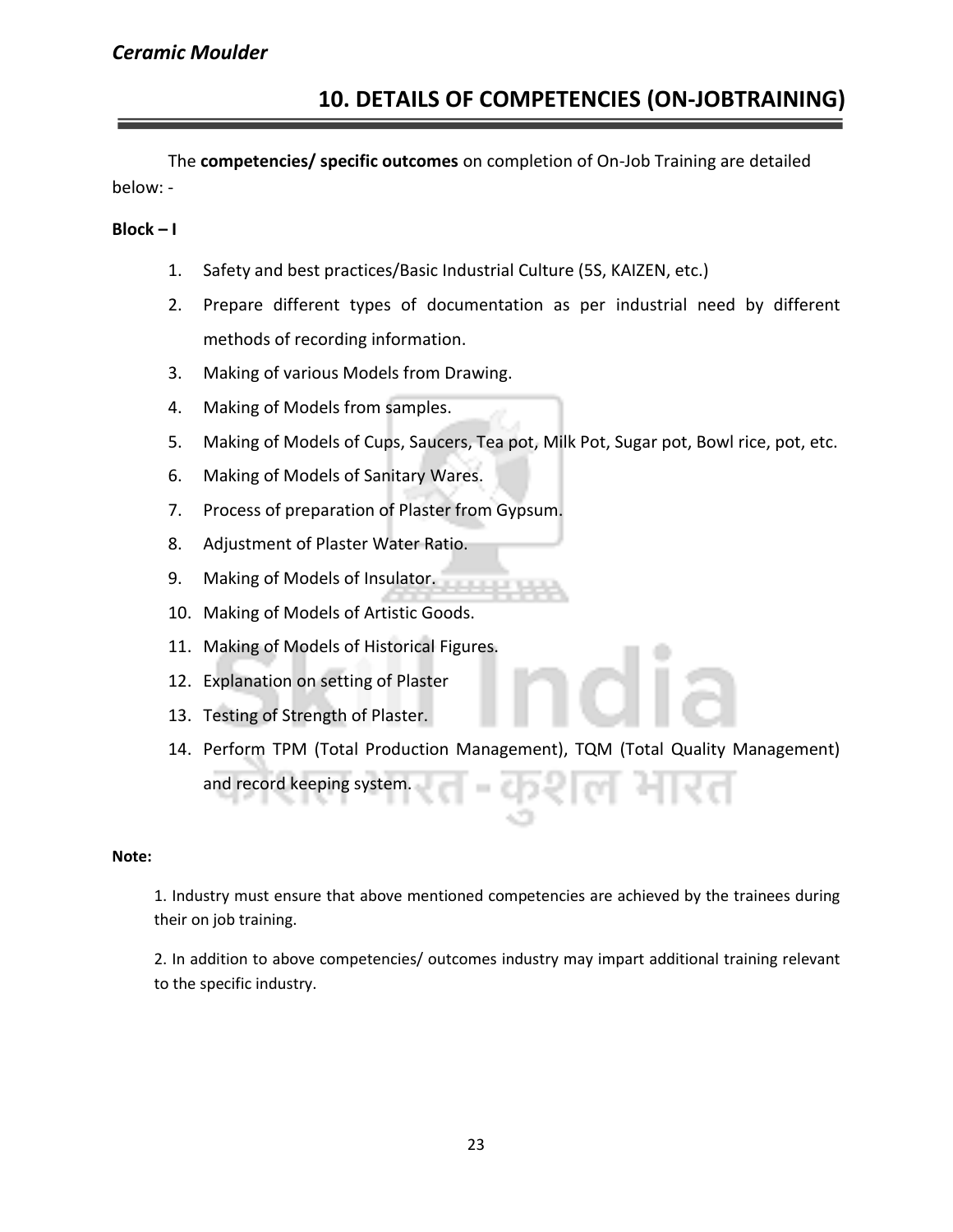## 10. DETAILS OF COMPETENCIES (ON-JOBTRAINING)

The **competencies/ specific outcomes** on completion of On-Job Training are detailed below: -

**Block – I**

1. Safety and best practices/Basic Industrial Culture (5S, KAIZEN, etc.)
2. Prepare different types of documentation as per industrial need by different methods of recording information.
3. Making of various Models from Drawing.
4. Making of Models from samples.
5. Making of Models of Cups, Saucers, Tea pot, Milk Pot, Sugar pot, Bowl rice, pot, etc.
6. Making of Models of Sanitary Wares.
7. Process of preparation of Plaster from Gypsum.
8. Adjustment of Plaster Water Ratio.
9. Making of Models of Insulator.
10. Making of Models of Artistic Goods.
11. Making of Models of Historical Figures.
12. Explanation on setting of Plaster
13. Testing of Strength of Plaster.
14. Perform TPM (Total Production Management), TQM (Total Quality Management) and record keeping system.

**Note:**

1. Industry must ensure that above mentioned competencies are achieved by the trainees during their on job training.

2. In addition to above competencies/ outcomes industry may impart additional training relevant to the specific industry.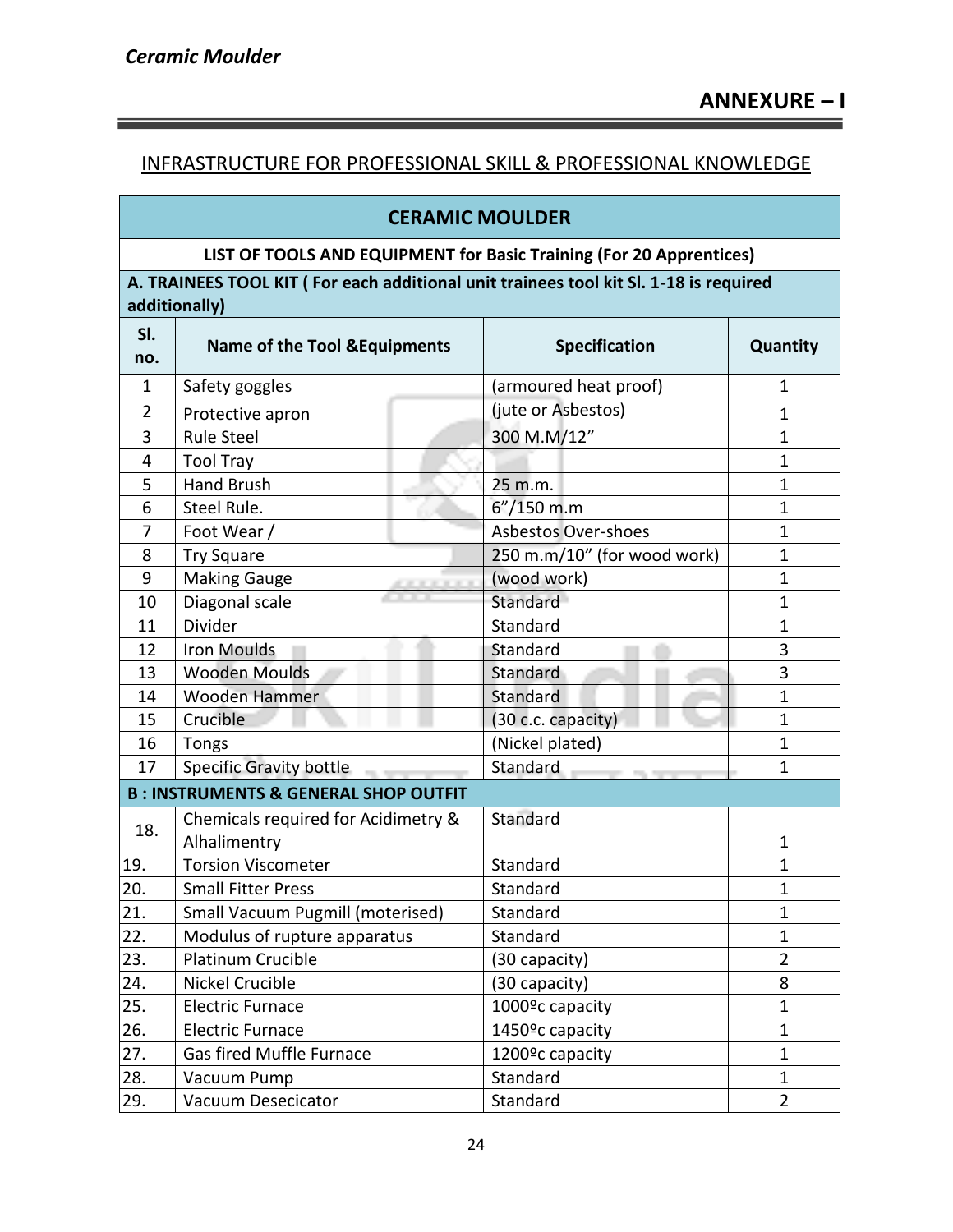## ANNEXURE – I

### INFRASTRUCTURE FOR PROFESSIONAL SKILL & PROFESSIONAL KNOWLEDGE

| CERAMIC MOULDER | | | |
|---|---|---|---|
| **LIST OF TOOLS AND EQUIPMENT for Basic Training (For 20 Apprentices)** | | | |
| **A. TRAINEES TOOL KIT ( For each additional unit trainees tool kit Sl. 1-18 is required additionally)** | | | |
| **Sl. no.** | **Name of the Tool &Equipments** | **Specification** | **Quantity** |
| 1 | Safety goggles | (armoured heat proof) | 1 |
| 2 | Protective apron | (jute or Asbestos) | 1 |
| 3 | Rule Steel | 300 M.M/12" | 1 |
| 4 | Tool Tray | | 1 |
| 5 | Hand Brush | 25 m.m. | 1 |
| 6 | Steel Rule. | 6"/150 m.m | 1 |
| 7 | Foot Wear / | Asbestos Over-shoes | 1 |
| 8 | Try Square | 250 m.m/10" (for wood work) | 1 |
| 9 | Making Gauge | (wood work) | 1 |
| 10 | Diagonal scale | Standard | 1 |
| 11 | Divider | Standard | 1 |
| 12 | Iron Moulds | Standard | 3 |
| 13 | Wooden Moulds | Standard | 3 |
| 14 | Wooden Hammer | Standard | 1 |
| 15 | Crucible | (30 c.c. capacity) | 1 |
| 16 | Tongs | (Nickel plated) | 1 |
| 17 | Specific Gravity bottle | Standard | 1 |
| **B : INSTRUMENTS & GENERAL SHOP OUTFIT** | | | |
| 18. | Chemicals required for Acidimetry & Alhalimentry | Standard | 1 |
| 19. | Torsion Viscometer | Standard | 1 |
| 20. | Small Fitter Press | Standard | 1 |
| 21. | Small Vacuum Pugmill (moterised) | Standard | 1 |
| 22. | Modulus of rupture apparatus | Standard | 1 |
| 23. | Platinum Crucible | (30 capacity) | 2 |
| 24. | Nickel Crucible | (30 capacity) | 8 |
| 25. | Electric Furnace | 1000ºc capacity | 1 |
| 26. | Electric Furnace | 1450ºc capacity | 1 |
| 27. | Gas fired Muffle Furnace | 1200ºc capacity | 1 |
| 28. | Vacuum Pump | Standard | 1 |
| 29. | Vacuum Desecicator | Standard | 2 |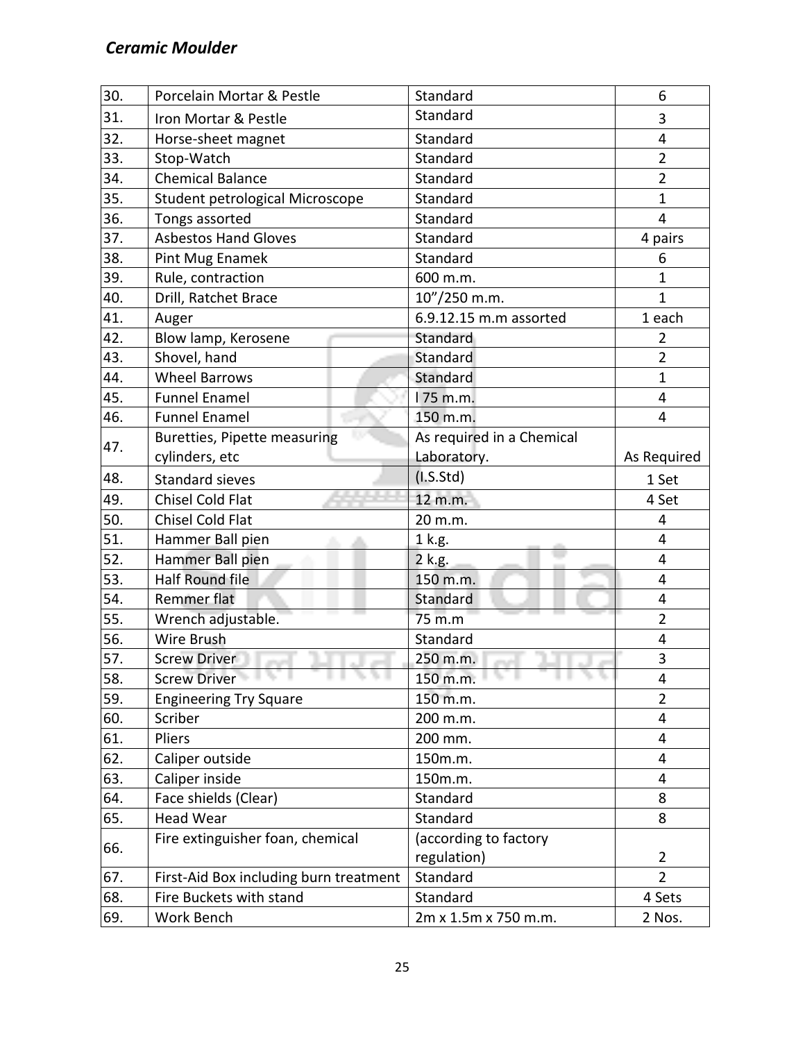| 30. | Porcelain Mortar & Pestle | Standard | 6 |
|---|---|---|---|
| 31. | Iron Mortar & Pestle | Standard | 3 |
| 32. | Horse-sheet magnet | Standard | 4 |
| 33. | Stop-Watch | Standard | 2 |
| 34. | Chemical Balance | Standard | 2 |
| 35. | Student petrological Microscope | Standard | 1 |
| 36. | Tongs assorted | Standard | 4 |
| 37. | Asbestos Hand Gloves | Standard | 4 pairs |
| 38. | Pint Mug Enamek | Standard | 6 |
| 39. | Rule, contraction | 600 m.m. | 1 |
| 40. | Drill, Ratchet Brace | 10"/250 m.m. | 1 |
| 41. | Auger | 6.9.12.15 m.m assorted | 1 each |
| 42. | Blow lamp, Kerosene | Standard | 2 |
| 43. | Shovel, hand | Standard | 2 |
| 44. | Wheel Barrows | Standard | 1 |
| 45. | Funnel Enamel | l 75 m.m. | 4 |
| 46. | Funnel Enamel | 150 m.m. | 4 |
| 47. | Buretties, Pipette measuring cylinders, etc | As required in a Chemical Laboratory. | As Required |
| 48. | Standard sieves | (I.S.Std) | 1 Set |
| 49. | Chisel Cold Flat | 12 m.m. | 4 Set |
| 50. | Chisel Cold Flat | 20 m.m. | 4 |
| 51. | Hammer Ball pien | 1 k.g. | 4 |
| 52. | Hammer Ball pien | 2 k.g. | 4 |
| 53. | Half Round file | 150 m.m. | 4 |
| 54. | Remmer flat | Standard | 4 |
| 55. | Wrench adjustable. | 75 m.m | 2 |
| 56. | Wire Brush | Standard | 4 |
| 57. | Screw Driver | 250 m.m. | 3 |
| 58. | Screw Driver | 150 m.m. | 4 |
| 59. | Engineering Try Square | 150 m.m. | 2 |
| 60. | Scriber | 200 m.m. | 4 |
| 61. | Pliers | 200 mm. | 4 |
| 62. | Caliper outside | 150m.m. | 4 |
| 63. | Caliper inside | 150m.m. | 4 |
| 64. | Face shields (Clear) | Standard | 8 |
| 65. | Head Wear | Standard | 8 |
| 66. | Fire extinguisher foan, chemical | (according to factory regulation) | 2 |
| 67. | First-Aid Box including burn treatment | Standard | 2 |
| 68. | Fire Buckets with stand | Standard | 4 Sets |
| 69. | Work Bench | 2m x 1.5m x 750 m.m. | 2 Nos. |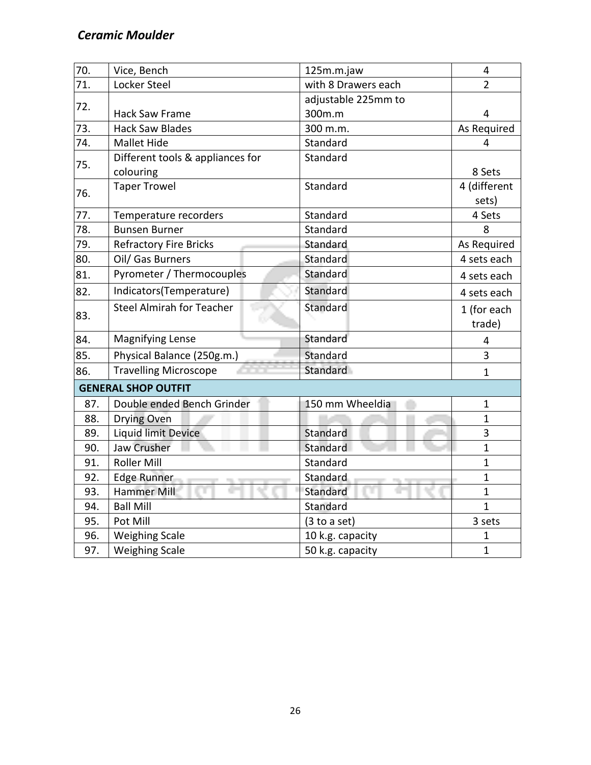| | | | |
|---|---|---|---|
| 70. | Vice, Bench | 125m.m.jaw | 4 |
| 71. | Locker Steel | with 8 Drawers each | 2 |
| 72. | Hack Saw Frame | adjustable 225mm to 300m.m | 4 |
| 73. | Hack Saw Blades | 300 m.m. | As Required |
| 74. | Mallet Hide | Standard | 4 |
| 75. | Different tools & appliances for colouring | Standard | 8 Sets |
| 76. | Taper Trowel | Standard | 4 (different sets) |
| 77. | Temperature recorders | Standard | 4 Sets |
| 78. | Bunsen Burner | Standard | 8 |
| 79. | Refractory Fire Bricks | Standard | As Required |
| 80. | Oil/ Gas Burners | Standard | 4 sets each |
| 81. | Pyrometer / Thermocouples | Standard | 4 sets each |
| 82. | Indicators(Temperature) | Standard | 4 sets each |
| 83. | Steel Almirah for Teacher | Standard | 1 (for each trade) |
| 84. | Magnifying Lense | Standard | 4 |
| 85. | Physical Balance (250g.m.) | Standard | 3 |
| 86. | Travelling Microscope | Standard | 1 |
| **GENERAL SHOP OUTFIT** | | | |
| 87. | Double ended Bench Grinder | 150 mm Wheeldia | 1 |
| 88. | Drying Oven | | 1 |
| 89. | Liquid limit Device | Standard | 3 |
| 90. | Jaw Crusher | Standard | 1 |
| 91. | Roller Mill | Standard | 1 |
| 92. | Edge Runner | Standard | 1 |
| 93. | Hammer Mill | Standard | 1 |
| 94. | Ball Mill | Standard | 1 |
| 95. | Pot Mill | (3 to a set) | 3 sets |
| 96. | Weighing Scale | 10 k.g. capacity | 1 |
| 97. | Weighing Scale | 50 k.g. capacity | 1 |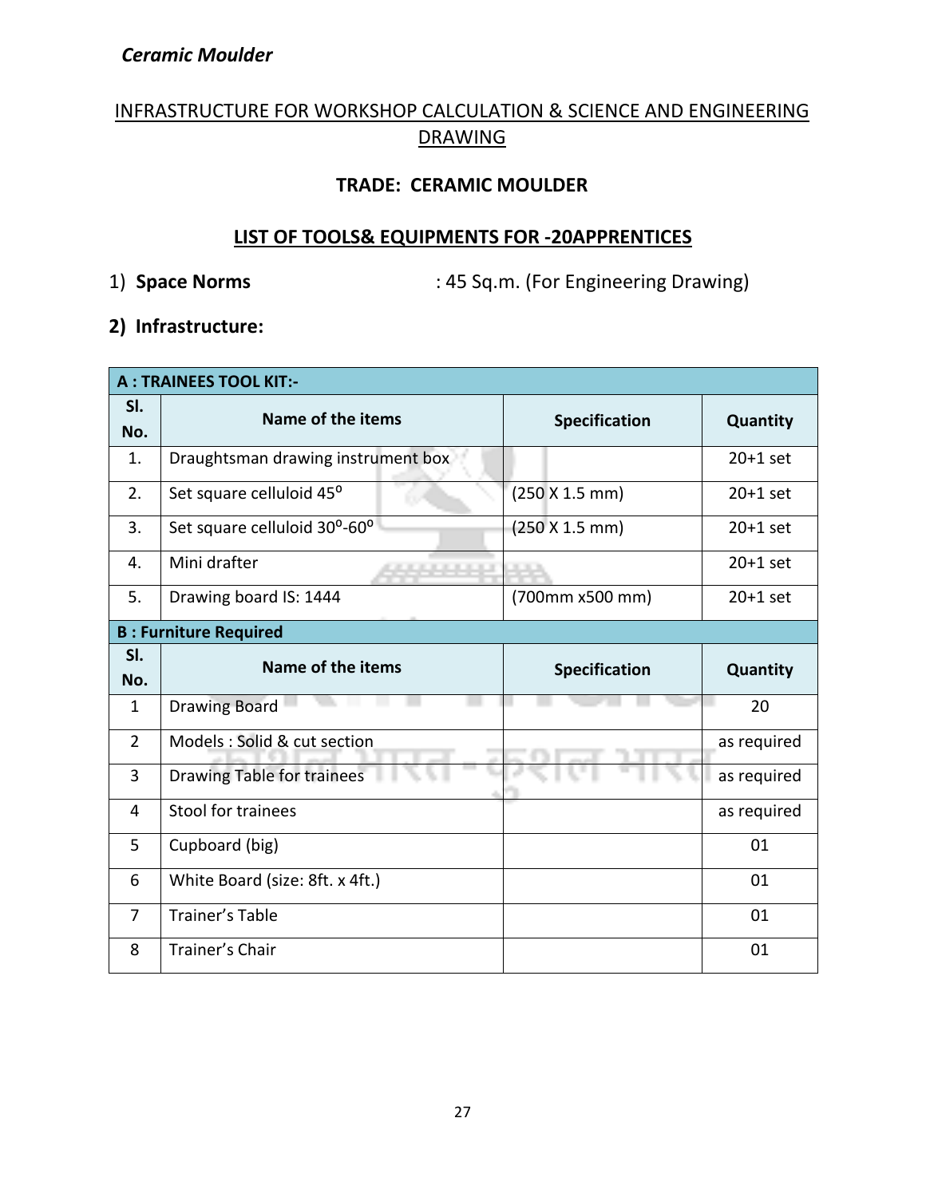## INFRASTRUCTURE FOR WORKSHOP CALCULATION & SCIENCE AND ENGINEERING DRAWING

### TRADE: CERAMIC MOULDER

### LIST OF TOOLS& EQUIPMENTS FOR -20APPRENTICES

1) **Space Norms** : 45 Sq.m. (For Engineering Drawing)

**2) Infrastructure:**

| **A : TRAINEES TOOL KIT:-** | | | |
|---|---|---|---|
| **Sl. No.** | **Name of the items** | **Specification** | **Quantity** |
| 1. | Draughtsman drawing instrument box | | 20+1 set |
| 2. | Set square celluloid 45$^o$ | (250 X 1.5 mm) | 20+1 set |
| 3. | Set square celluloid 30$^o$-60$^o$ | (250 X 1.5 mm) | 20+1 set |
| 4. | Mini drafter | | 20+1 set |
| 5. | Drawing board IS: 1444 | (700mm x500 mm) | 20+1 set |
| **B : Furniture Required** | | | |
| **Sl. No.** | **Name of the items** | **Specification** | **Quantity** |
| 1 | Drawing Board | | 20 |
| 2 | Models : Solid & cut section | | as required |
| 3 | Drawing Table for trainees | | as required |
| 4 | Stool for trainees | | as required |
| 5 | Cupboard (big) | | 01 |
| 6 | White Board (size: 8ft. x 4ft.) | | 01 |
| 7 | Trainer's Table | | 01 |
| 8 | Trainer's Chair | | 01 |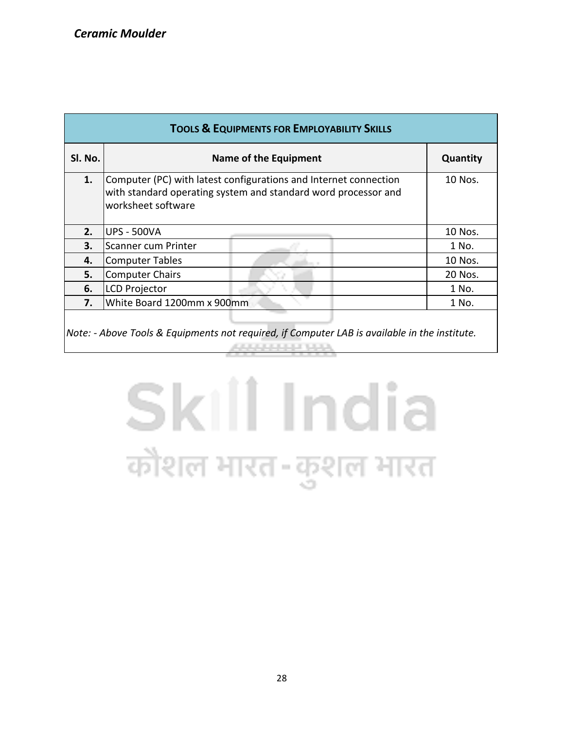| TOOLS & EQUIPMENTS FOR EMPLOYABILITY SKILLS | | |
|---|---|---|
| **Sl. No.** | **Name of the Equipment** | **Quantity** |
| **1.** | Computer (PC) with latest configurations and Internet connection with standard operating system and standard word processor and worksheet software | 10 Nos. |
| **2.** | UPS - 500VA | 10 Nos. |
| **3.** | Scanner cum Printer | 1 No. |
| **4.** | Computer Tables | 10 Nos. |
| **5.** | Computer Chairs | 20 Nos. |
| **6.** | LCD Projector | 1 No. |
| **7.** | White Board 1200mm x 900mm | 1 No. |

*Note: - Above Tools & Equipments not required, if Computer LAB is available in the institute.*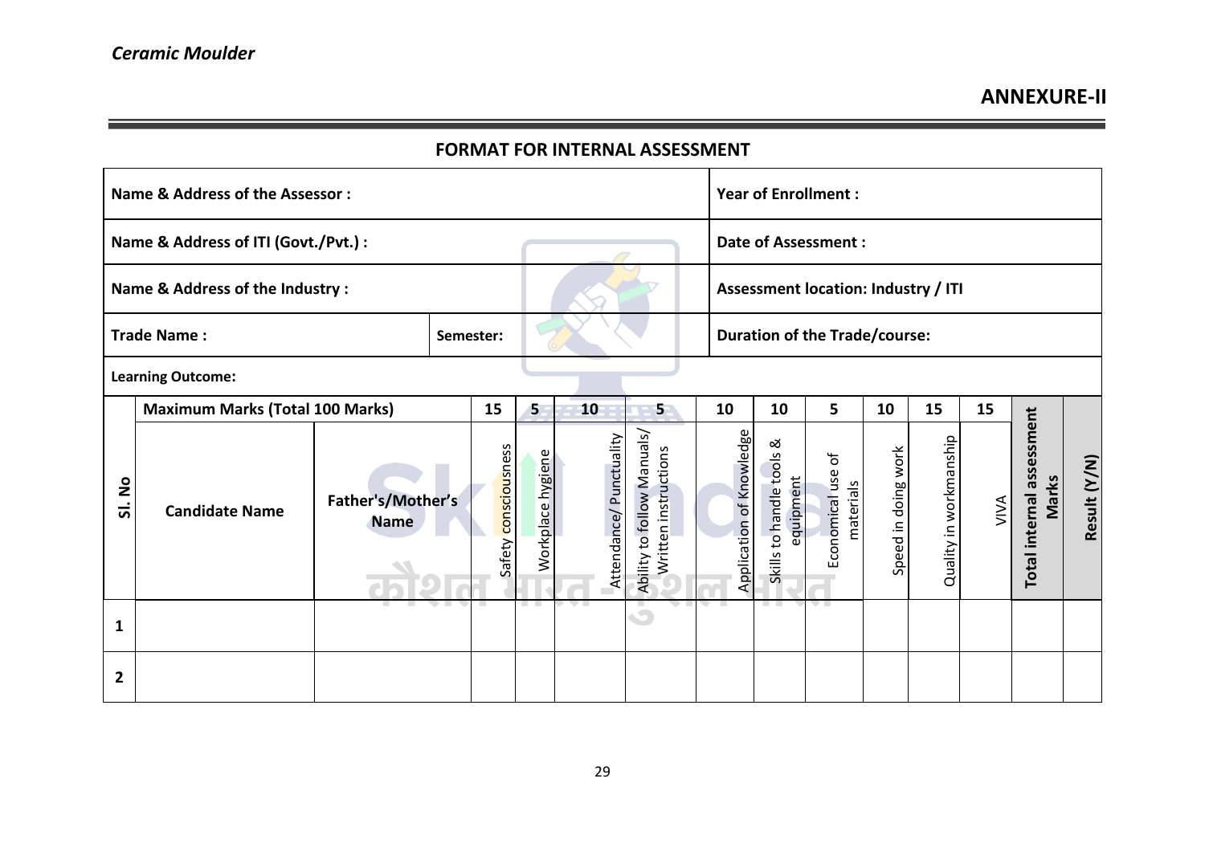*Ceramic Moulder*

## ANNEXURE-II

### FORMAT FOR INTERNAL ASSESSMENT

| | | |
|---|---|---|
| **Name & Address of the Assessor :** | | **Year of Enrollment :** |
| **Name & Address of ITI (Govt./Pvt.) :** | | **Date of Assessment :** |
| **Name & Address of the Industry :** | | **Assessment location: Industry / ITI** |
| **Trade Name :** | **Semester:** | **Duration of the Trade/course:** |
| **Learning Outcome:** | | |

| | **Maximum Marks (Total 100 Marks)** | | 15 | 5 | 10 | 5 | 10 | 10 | 5 | 10 | 15 | 15 | | |
|---|---|---|---|---|---|---|---|---|---|---|---|---|---|---|
| **Sl. No** | **Candidate Name** | **Father's/Mother's Name** | Safety consciousness | Workplace hygiene | Attendance/ Punctuality | Ability to follow Manuals/ Written instructions | Application of Knowledge | Skills to handle tools & equipment | Economical use of materials | Speed in doing work | Quality in workmanship | VIVA | **Total internal assessment Marks** | **Result (Y/N)** |
| **1** | | | | | | | | | | | | | | |
| **2** | | | | | | | | | | | | | | |